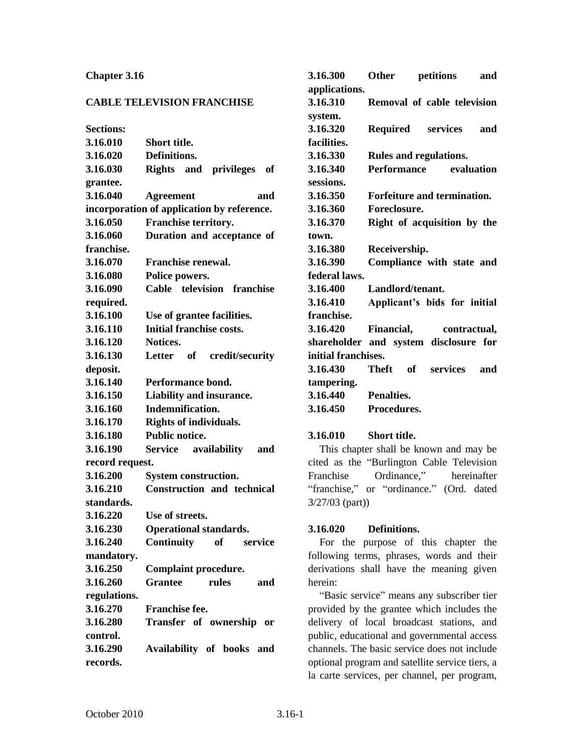# Chapter 3.16

## CABLE TELEVISION FRANCHISE

**Sections:**

**3.16.010 Short title.**
**3.16.020 Definitions.**
**3.16.030 Rights and privileges of grantee.**
**3.16.040 Agreement and incorporation of application by reference.**
**3.16.050 Franchise territory.**
**3.16.060 Duration and acceptance of franchise.**
**3.16.070 Franchise renewal.**
**3.16.080 Police powers.**
**3.16.090 Cable television franchise required.**
**3.16.100 Use of grantee facilities.**
**3.16.110 Initial franchise costs.**
**3.16.120 Notices.**
**3.16.130 Letter of credit/security deposit.**
**3.16.140 Performance bond.**
**3.16.150 Liability and insurance.**
**3.16.160 Indemnification.**
**3.16.170 Rights of individuals.**
**3.16.180 Public notice.**
**3.16.190 Service availability and record request.**
**3.16.200 System construction.**
**3.16.210 Construction and technical standards.**
**3.16.220 Use of streets.**
**3.16.230 Operational standards.**
**3.16.240 Continuity of service mandatory.**
**3.16.250 Complaint procedure.**
**3.16.260 Grantee rules and regulations.**
**3.16.270 Franchise fee.**
**3.16.280 Transfer of ownership or control.**
**3.16.290 Availability of books and records.**
**3.16.300 Other petitions and applications.**
**3.16.310 Removal of cable television system.**
**3.16.320 Required services and facilities.**
**3.16.330 Rules and regulations.**
**3.16.340 Performance evaluation sessions.**
**3.16.350 Forfeiture and termination.**
**3.16.360 Foreclosure.**
**3.16.370 Right of acquisition by the town.**
**3.16.380 Receivership.**
**3.16.390 Compliance with state and federal laws.**
**3.16.400 Landlord/tenant.**
**3.16.410 Applicant's bids for initial franchise.**
**3.16.420 Financial, contractual, shareholder and system disclosure for initial franchises.**
**3.16.430 Theft of services and tampering.**
**3.16.440 Penalties.**
**3.16.450 Procedures.**

### 3.16.010 Short title.

This chapter shall be known and may be cited as the "Burlington Cable Television Franchise Ordinance," hereinafter "franchise," or "ordinance." (Ord. dated 3/27/03 (part))

### 3.16.020 Definitions.

For the purpose of this chapter the following terms, phrases, words and their derivations shall have the meaning given herein:

"Basic service" means any subscriber tier provided by the grantee which includes the delivery of local broadcast stations, and public, educational and governmental access channels. The basic service does not include optional program and satellite service tiers, a la carte services, per channel, per program,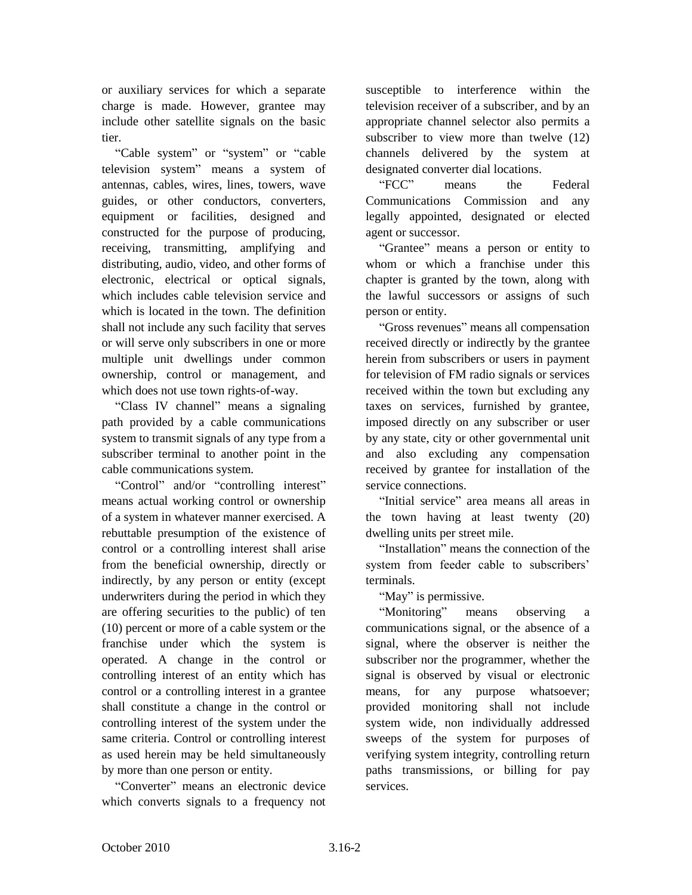or auxiliary services for which a separate charge is made. However, grantee may include other satellite signals on the basic tier.

"Cable system" or "system" or "cable television system" means a system of antennas, cables, wires, lines, towers, wave guides, or other conductors, converters, equipment or facilities, designed and constructed for the purpose of producing, receiving, transmitting, amplifying and distributing, audio, video, and other forms of electronic, electrical or optical signals, which includes cable television service and which is located in the town. The definition shall not include any such facility that serves or will serve only subscribers in one or more multiple unit dwellings under common ownership, control or management, and which does not use town rights-of-way.

"Class IV channel" means a signaling path provided by a cable communications system to transmit signals of any type from a subscriber terminal to another point in the cable communications system.

"Control" and/or "controlling interest" means actual working control or ownership of a system in whatever manner exercised. A rebuttable presumption of the existence of control or a controlling interest shall arise from the beneficial ownership, directly or indirectly, by any person or entity (except underwriters during the period in which they are offering securities to the public) of ten (10) percent or more of a cable system or the franchise under which the system is operated. A change in the control or controlling interest of an entity which has control or a controlling interest in a grantee shall constitute a change in the control or controlling interest of the system under the same criteria. Control or controlling interest as used herein may be held simultaneously by more than one person or entity.

"Converter" means an electronic device which converts signals to a frequency not susceptible to interference within the television receiver of a subscriber, and by an appropriate channel selector also permits a subscriber to view more than twelve (12) channels delivered by the system at designated converter dial locations.

"FCC" means the Federal Communications Commission and any legally appointed, designated or elected agent or successor.

"Grantee" means a person or entity to whom or which a franchise under this chapter is granted by the town, along with the lawful successors or assigns of such person or entity.

"Gross revenues" means all compensation received directly or indirectly by the grantee herein from subscribers or users in payment for television of FM radio signals or services received within the town but excluding any taxes on services, furnished by grantee, imposed directly on any subscriber or user by any state, city or other governmental unit and also excluding any compensation received by grantee for installation of the service connections.

"Initial service" area means all areas in the town having at least twenty (20) dwelling units per street mile.

"Installation" means the connection of the system from feeder cable to subscribers' terminals.

"May" is permissive.

"Monitoring" means observing a communications signal, or the absence of a signal, where the observer is neither the subscriber nor the programmer, whether the signal is observed by visual or electronic means, for any purpose whatsoever; provided monitoring shall not include system wide, non individually addressed sweeps of the system for purposes of verifying system integrity, controlling return paths transmissions, or billing for pay services.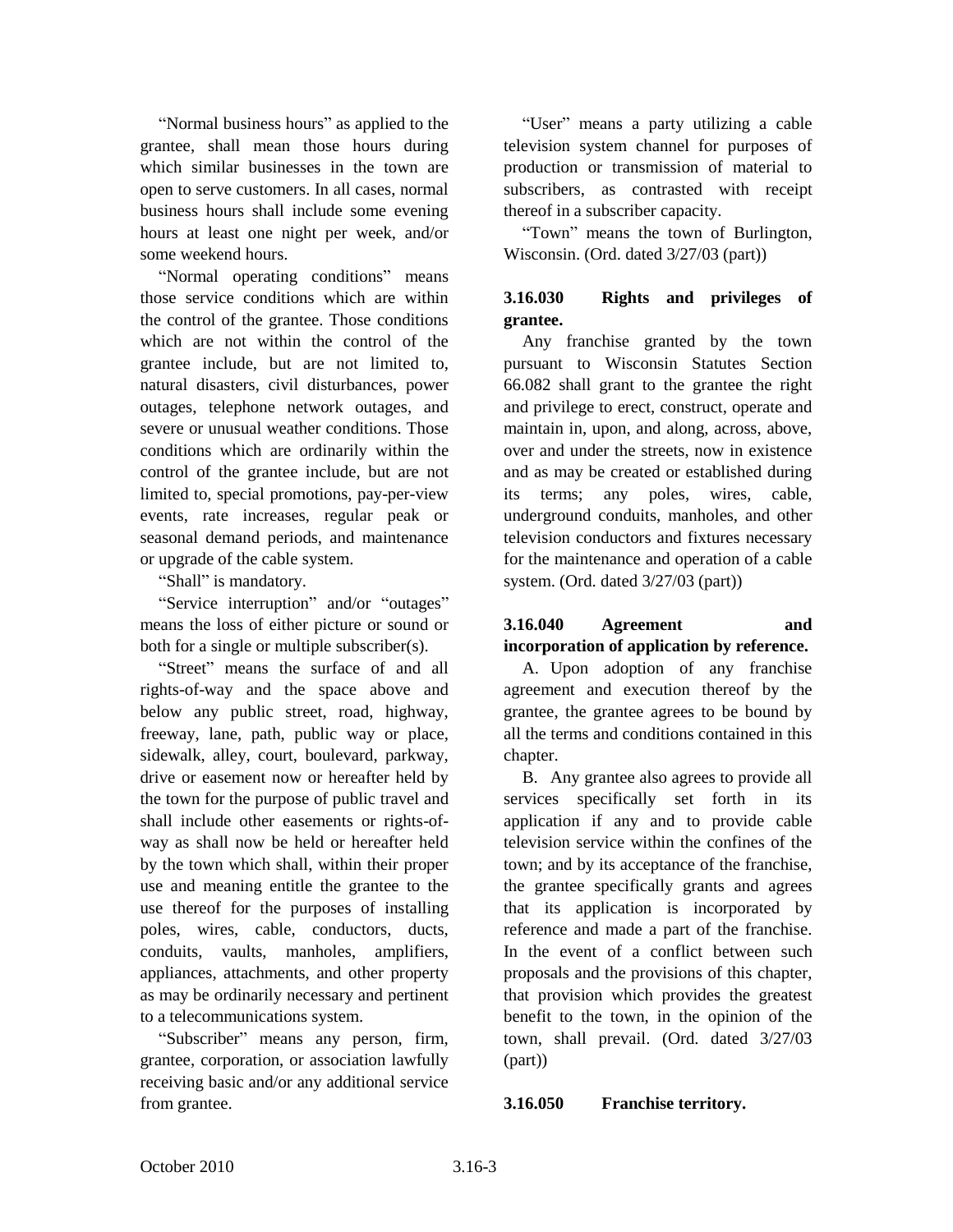"Normal business hours" as applied to the grantee, shall mean those hours during which similar businesses in the town are open to serve customers. In all cases, normal business hours shall include some evening hours at least one night per week, and/or some weekend hours.

"Normal operating conditions" means those service conditions which are within the control of the grantee. Those conditions which are not within the control of the grantee include, but are not limited to, natural disasters, civil disturbances, power outages, telephone network outages, and severe or unusual weather conditions. Those conditions which are ordinarily within the control of the grantee include, but are not limited to, special promotions, pay-per-view events, rate increases, regular peak or seasonal demand periods, and maintenance or upgrade of the cable system.

"Shall" is mandatory.

"Service interruption" and/or "outages" means the loss of either picture or sound or both for a single or multiple subscriber(s).

"Street" means the surface of and all rights-of-way and the space above and below any public street, road, highway, freeway, lane, path, public way or place, sidewalk, alley, court, boulevard, parkway, drive or easement now or hereafter held by the town for the purpose of public travel and shall include other easements or rights-of-way as shall now be held or hereafter held by the town which shall, within their proper use and meaning entitle the grantee to the use thereof for the purposes of installing poles, wires, cable, conductors, ducts, conduits, vaults, manholes, amplifiers, appliances, attachments, and other property as may be ordinarily necessary and pertinent to a telecommunications system.

"Subscriber" means any person, firm, grantee, corporation, or association lawfully receiving basic and/or any additional service from grantee.

"User" means a party utilizing a cable television system channel for purposes of production or transmission of material to subscribers, as contrasted with receipt thereof in a subscriber capacity.

"Town" means the town of Burlington, Wisconsin. (Ord. dated 3/27/03 (part))

### 3.16.030 Rights and privileges of grantee.

Any franchise granted by the town pursuant to Wisconsin Statutes Section 66.082 shall grant to the grantee the right and privilege to erect, construct, operate and maintain in, upon, and along, across, above, over and under the streets, now in existence and as may be created or established during its terms; any poles, wires, cable, underground conduits, manholes, and other television conductors and fixtures necessary for the maintenance and operation of a cable system. (Ord. dated 3/27/03 (part))

### 3.16.040 Agreement and incorporation of application by reference.

A. Upon adoption of any franchise agreement and execution thereof by the grantee, the grantee agrees to be bound by all the terms and conditions contained in this chapter.

B. Any grantee also agrees to provide all services specifically set forth in its application if any and to provide cable television service within the confines of the town; and by its acceptance of the franchise, the grantee specifically grants and agrees that its application is incorporated by reference and made a part of the franchise. In the event of a conflict between such proposals and the provisions of this chapter, that provision which provides the greatest benefit to the town, in the opinion of the town, shall prevail. (Ord. dated 3/27/03 (part))

### 3.16.050 Franchise territory.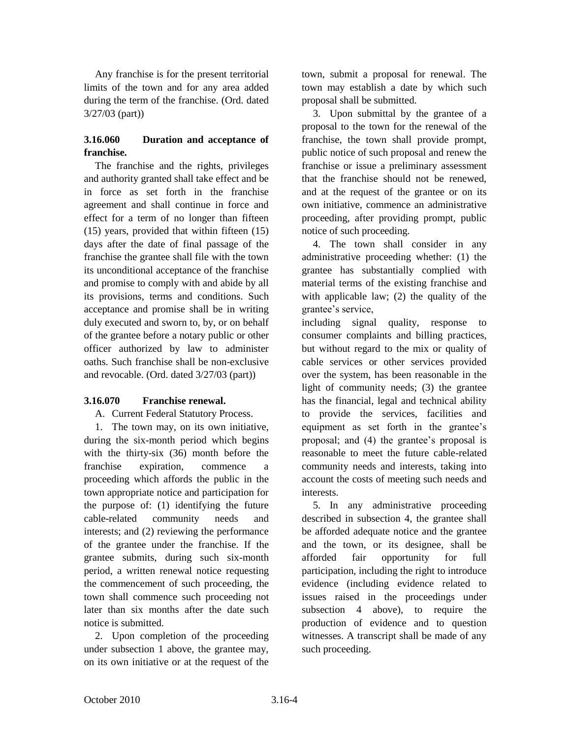Any franchise is for the present territorial limits of the town and for any area added during the term of the franchise. (Ord. dated 3/27/03 (part))

### 3.16.060 Duration and acceptance of franchise.

The franchise and the rights, privileges and authority granted shall take effect and be in force as set forth in the franchise agreement and shall continue in force and effect for a term of no longer than fifteen (15) years, provided that within fifteen (15) days after the date of final passage of the franchise the grantee shall file with the town its unconditional acceptance of the franchise and promise to comply with and abide by all its provisions, terms and conditions. Such acceptance and promise shall be in writing duly executed and sworn to, by, or on behalf of the grantee before a notary public or other officer authorized by law to administer oaths. Such franchise shall be non-exclusive and revocable. (Ord. dated 3/27/03 (part))

### 3.16.070 Franchise renewal.

A. Current Federal Statutory Process.

1. The town may, on its own initiative, during the six-month period which begins with the thirty-six (36) month before the franchise expiration, commence a proceeding which affords the public in the town appropriate notice and participation for the purpose of: (1) identifying the future cable-related community needs and interests; and (2) reviewing the performance of the grantee under the franchise. If the grantee submits, during such six-month period, a written renewal notice requesting the commencement of such proceeding, the town shall commence such proceeding not later than six months after the date such notice is submitted.

2. Upon completion of the proceeding under subsection 1 above, the grantee may, on its own initiative or at the request of the town, submit a proposal for renewal. The town may establish a date by which such proposal shall be submitted.

3. Upon submittal by the grantee of a proposal to the town for the renewal of the franchise, the town shall provide prompt, public notice of such proposal and renew the franchise or issue a preliminary assessment that the franchise should not be renewed, and at the request of the grantee or on its own initiative, commence an administrative proceeding, after providing prompt, public notice of such proceeding.

4. The town shall consider in any administrative proceeding whether: (1) the grantee has substantially complied with material terms of the existing franchise and with applicable law; (2) the quality of the grantee's service, including signal quality, response to consumer complaints and billing practices, but without regard to the mix or quality of cable services or other services provided over the system, has been reasonable in the light of community needs; (3) the grantee has the financial, legal and technical ability to provide the services, facilities and equipment as set forth in the grantee's proposal; and (4) the grantee's proposal is reasonable to meet the future cable-related community needs and interests, taking into account the costs of meeting such needs and interests.

5. In any administrative proceeding described in subsection 4, the grantee shall be afforded adequate notice and the grantee and the town, or its designee, shall be afforded fair opportunity for full participation, including the right to introduce evidence (including evidence related to issues raised in the proceedings under subsection 4 above), to require the production of evidence and to question witnesses. A transcript shall be made of any such proceeding.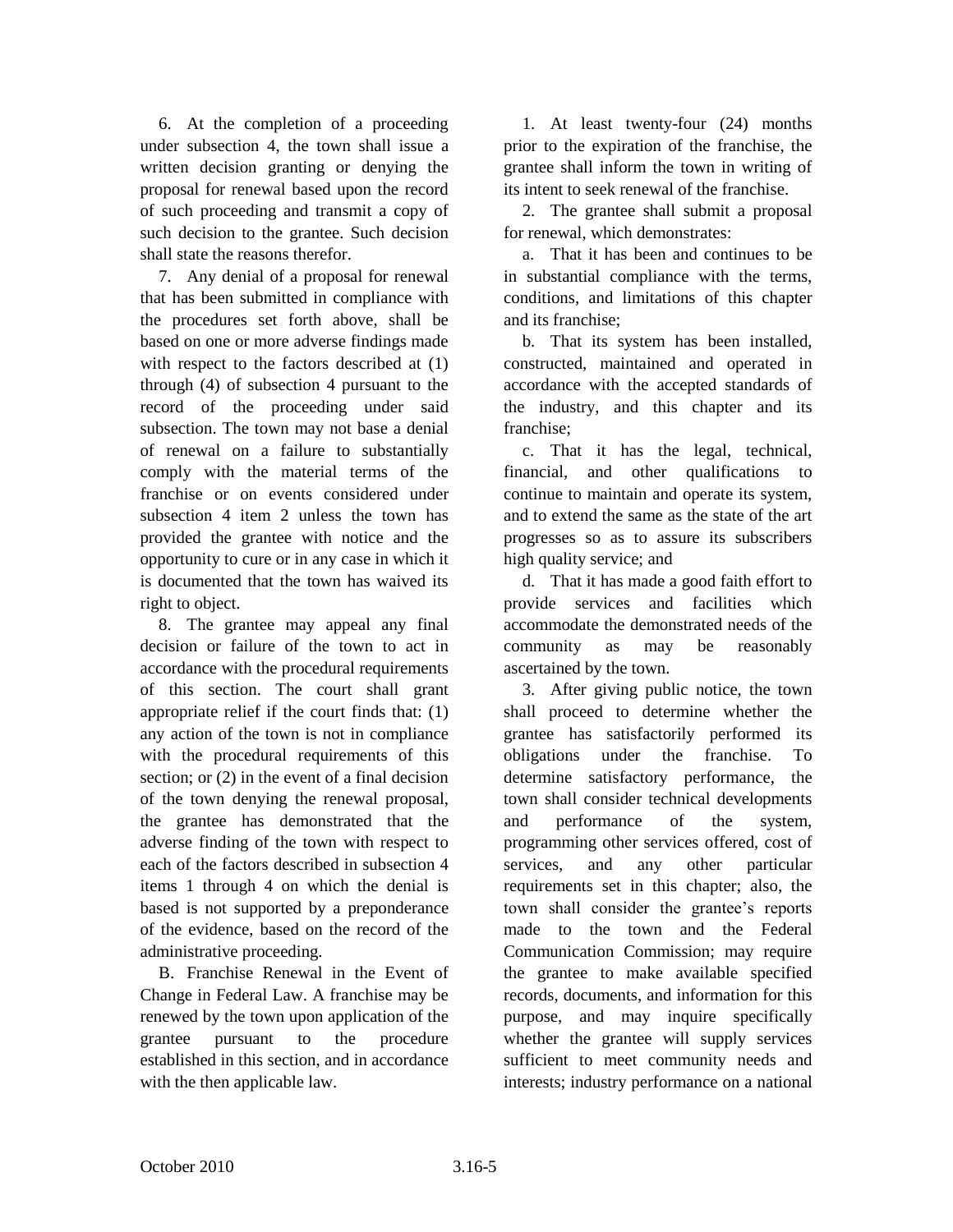6. At the completion of a proceeding under subsection 4, the town shall issue a written decision granting or denying the proposal for renewal based upon the record of such proceeding and transmit a copy of such decision to the grantee. Such decision shall state the reasons therefor.

7. Any denial of a proposal for renewal that has been submitted in compliance with the procedures set forth above, shall be based on one or more adverse findings made with respect to the factors described at (1) through (4) of subsection 4 pursuant to the record of the proceeding under said subsection. The town may not base a denial of renewal on a failure to substantially comply with the material terms of the franchise or on events considered under subsection 4 item 2 unless the town has provided the grantee with notice and the opportunity to cure or in any case in which it is documented that the town has waived its right to object.

8. The grantee may appeal any final decision or failure of the town to act in accordance with the procedural requirements of this section. The court shall grant appropriate relief if the court finds that: (1) any action of the town is not in compliance with the procedural requirements of this section; or (2) in the event of a final decision of the town denying the renewal proposal, the grantee has demonstrated that the adverse finding of the town with respect to each of the factors described in subsection 4 items 1 through 4 on which the denial is based is not supported by a preponderance of the evidence, based on the record of the administrative proceeding.

B. Franchise Renewal in the Event of Change in Federal Law. A franchise may be renewed by the town upon application of the grantee pursuant to the procedure established in this section, and in accordance with the then applicable law.

1. At least twenty-four (24) months prior to the expiration of the franchise, the grantee shall inform the town in writing of its intent to seek renewal of the franchise.

2. The grantee shall submit a proposal for renewal, which demonstrates:

a. That it has been and continues to be in substantial compliance with the terms, conditions, and limitations of this chapter and its franchise;

b. That its system has been installed, constructed, maintained and operated in accordance with the accepted standards of the industry, and this chapter and its franchise;

c. That it has the legal, technical, financial, and other qualifications to continue to maintain and operate its system, and to extend the same as the state of the art progresses so as to assure its subscribers high quality service; and

d. That it has made a good faith effort to provide services and facilities which accommodate the demonstrated needs of the community as may be reasonably ascertained by the town.

3. After giving public notice, the town shall proceed to determine whether the grantee has satisfactorily performed its obligations under the franchise. To determine satisfactory performance, the town shall consider technical developments and performance of the system, programming other services offered, cost of services, and any other particular requirements set in this chapter; also, the town shall consider the grantee's reports made to the town and the Federal Communication Commission; may require the grantee to make available specified records, documents, and information for this purpose, and may inquire specifically whether the grantee will supply services sufficient to meet community needs and interests; industry performance on a national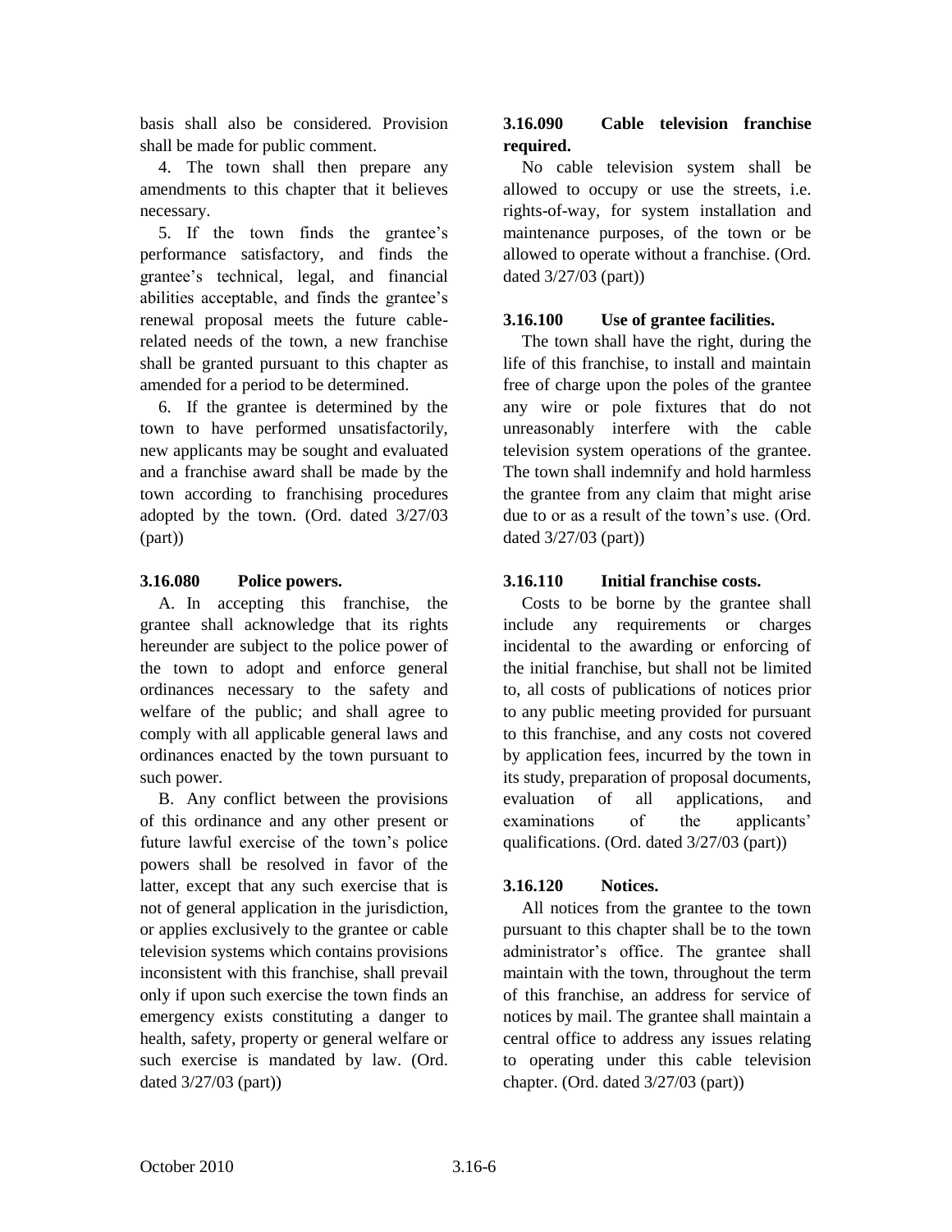basis shall also be considered. Provision shall be made for public comment.

4. The town shall then prepare any amendments to this chapter that it believes necessary.

5. If the town finds the grantee's performance satisfactory, and finds the grantee's technical, legal, and financial abilities acceptable, and finds the grantee's renewal proposal meets the future cable-related needs of the town, a new franchise shall be granted pursuant to this chapter as amended for a period to be determined.

6. If the grantee is determined by the town to have performed unsatisfactorily, new applicants may be sought and evaluated and a franchise award shall be made by the town according to franchising procedures adopted by the town. (Ord. dated 3/27/03 (part))

### 3.16.080 Police powers.

A. In accepting this franchise, the grantee shall acknowledge that its rights hereunder are subject to the police power of the town to adopt and enforce general ordinances necessary to the safety and welfare of the public; and shall agree to comply with all applicable general laws and ordinances enacted by the town pursuant to such power.

B. Any conflict between the provisions of this ordinance and any other present or future lawful exercise of the town's police powers shall be resolved in favor of the latter, except that any such exercise that is not of general application in the jurisdiction, or applies exclusively to the grantee or cable television systems which contains provisions inconsistent with this franchise, shall prevail only if upon such exercise the town finds an emergency exists constituting a danger to health, safety, property or general welfare or such exercise is mandated by law. (Ord. dated 3/27/03 (part))

### 3.16.090 Cable television franchise required.

No cable television system shall be allowed to occupy or use the streets, i.e. rights-of-way, for system installation and maintenance purposes, of the town or be allowed to operate without a franchise. (Ord. dated 3/27/03 (part))

### 3.16.100 Use of grantee facilities.

The town shall have the right, during the life of this franchise, to install and maintain free of charge upon the poles of the grantee any wire or pole fixtures that do not unreasonably interfere with the cable television system operations of the grantee. The town shall indemnify and hold harmless the grantee from any claim that might arise due to or as a result of the town's use. (Ord. dated 3/27/03 (part))

### 3.16.110 Initial franchise costs.

Costs to be borne by the grantee shall include any requirements or charges incidental to the awarding or enforcing of the initial franchise, but shall not be limited to, all costs of publications of notices prior to any public meeting provided for pursuant to this franchise, and any costs not covered by application fees, incurred by the town in its study, preparation of proposal documents, evaluation of all applications, and examinations of the applicants' qualifications. (Ord. dated 3/27/03 (part))

### 3.16.120 Notices.

All notices from the grantee to the town pursuant to this chapter shall be to the town administrator's office. The grantee shall maintain with the town, throughout the term of this franchise, an address for service of notices by mail. The grantee shall maintain a central office to address any issues relating to operating under this cable television chapter. (Ord. dated 3/27/03 (part))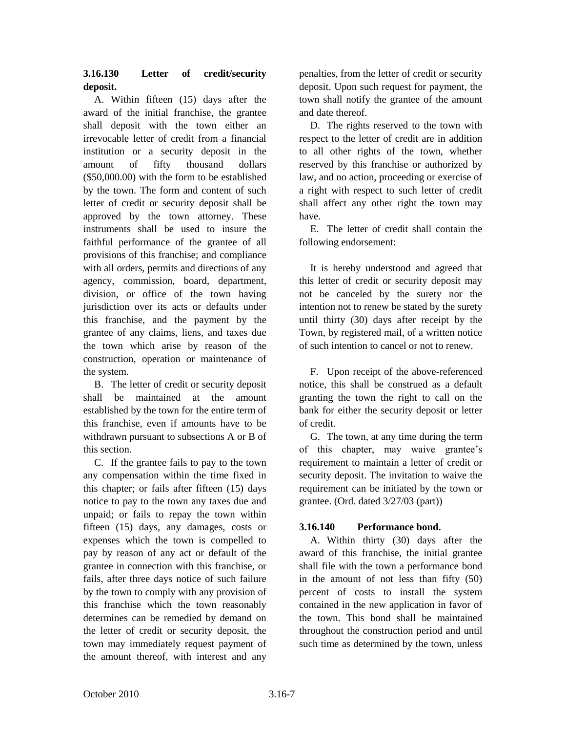### 3.16.130 Letter of credit/security deposit.

A. Within fifteen (15) days after the award of the initial franchise, the grantee shall deposit with the town either an irrevocable letter of credit from a financial institution or a security deposit in the amount of fifty thousand dollars ($50,000.00) with the form to be established by the town. The form and content of such letter of credit or security deposit shall be approved by the town attorney. These instruments shall be used to insure the faithful performance of the grantee of all provisions of this franchise; and compliance with all orders, permits and directions of any agency, commission, board, department, division, or office of the town having jurisdiction over its acts or defaults under this franchise, and the payment by the grantee of any claims, liens, and taxes due the town which arise by reason of the construction, operation or maintenance of the system.

B. The letter of credit or security deposit shall be maintained at the amount established by the town for the entire term of this franchise, even if amounts have to be withdrawn pursuant to subsections A or B of this section.

C. If the grantee fails to pay to the town any compensation within the time fixed in this chapter; or fails after fifteen (15) days notice to pay to the town any taxes due and unpaid; or fails to repay the town within fifteen (15) days, any damages, costs or expenses which the town is compelled to pay by reason of any act or default of the grantee in connection with this franchise, or fails, after three days notice of such failure by the town to comply with any provision of this franchise which the town reasonably determines can be remedied by demand on the letter of credit or security deposit, the town may immediately request payment of the amount thereof, with interest and any penalties, from the letter of credit or security deposit. Upon such request for payment, the town shall notify the grantee of the amount and date thereof.

D. The rights reserved to the town with respect to the letter of credit are in addition to all other rights of the town, whether reserved by this franchise or authorized by law, and no action, proceeding or exercise of a right with respect to such letter of credit shall affect any other right the town may have.

E. The letter of credit shall contain the following endorsement:

It is hereby understood and agreed that this letter of credit or security deposit may not be canceled by the surety nor the intention not to renew be stated by the surety until thirty (30) days after receipt by the Town, by registered mail, of a written notice of such intention to cancel or not to renew.

F. Upon receipt of the above-referenced notice, this shall be construed as a default granting the town the right to call on the bank for either the security deposit or letter of credit.

G. The town, at any time during the term of this chapter, may waive grantee's requirement to maintain a letter of credit or security deposit. The invitation to waive the requirement can be initiated by the town or grantee. (Ord. dated 3/27/03 (part))

### 3.16.140 Performance bond.

A. Within thirty (30) days after the award of this franchise, the initial grantee shall file with the town a performance bond in the amount of not less than fifty (50) percent of costs to install the system contained in the new application in favor of the town. This bond shall be maintained throughout the construction period and until such time as determined by the town, unless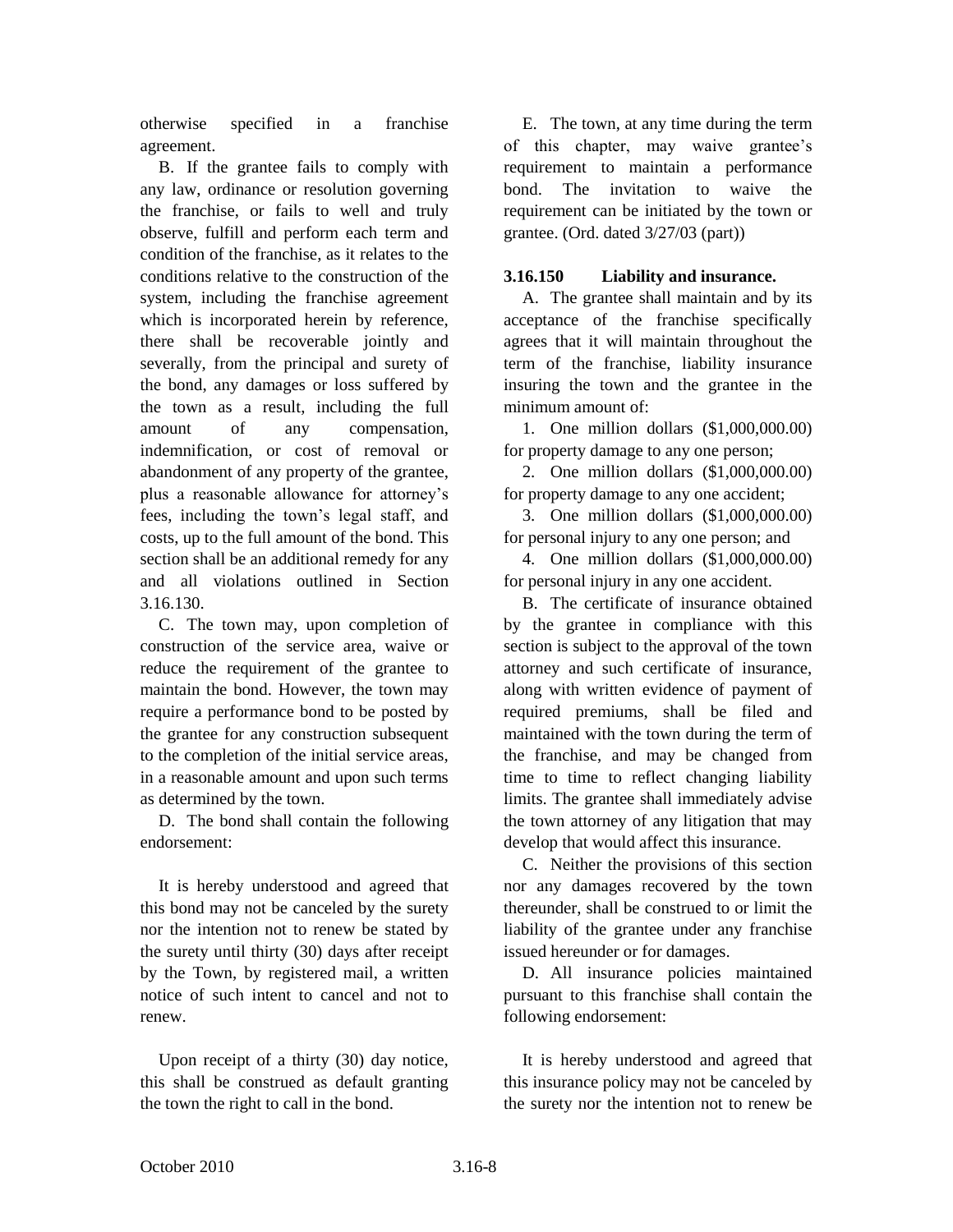otherwise specified in a franchise agreement.

B. If the grantee fails to comply with any law, ordinance or resolution governing the franchise, or fails to well and truly observe, fulfill and perform each term and condition of the franchise, as it relates to the conditions relative to the construction of the system, including the franchise agreement which is incorporated herein by reference, there shall be recoverable jointly and severally, from the principal and surety of the bond, any damages or loss suffered by the town as a result, including the full amount of any compensation, indemnification, or cost of removal or abandonment of any property of the grantee, plus a reasonable allowance for attorney's fees, including the town's legal staff, and costs, up to the full amount of the bond. This section shall be an additional remedy for any and all violations outlined in Section 3.16.130.

C. The town may, upon completion of construction of the service area, waive or reduce the requirement of the grantee to maintain the bond. However, the town may require a performance bond to be posted by the grantee for any construction subsequent to the completion of the initial service areas, in a reasonable amount and upon such terms as determined by the town.

D. The bond shall contain the following endorsement:

It is hereby understood and agreed that this bond may not be canceled by the surety nor the intention not to renew be stated by the surety until thirty (30) days after receipt by the Town, by registered mail, a written notice of such intent to cancel and not to renew.

Upon receipt of a thirty (30) day notice, this shall be construed as default granting the town the right to call in the bond.

E. The town, at any time during the term of this chapter, may waive grantee's requirement to maintain a performance bond. The invitation to waive the requirement can be initiated by the town or grantee. (Ord. dated 3/27/03 (part))

### 3.16.150 Liability and insurance.

A. The grantee shall maintain and by its acceptance of the franchise specifically agrees that it will maintain throughout the term of the franchise, liability insurance insuring the town and the grantee in the minimum amount of:

1. One million dollars ($1,000,000.00) for property damage to any one person;

2. One million dollars ($1,000,000.00) for property damage to any one accident;

3. One million dollars ($1,000,000.00) for personal injury to any one person; and

4. One million dollars ($1,000,000.00) for personal injury in any one accident.

B. The certificate of insurance obtained by the grantee in compliance with this section is subject to the approval of the town attorney and such certificate of insurance, along with written evidence of payment of required premiums, shall be filed and maintained with the town during the term of the franchise, and may be changed from time to time to reflect changing liability limits. The grantee shall immediately advise the town attorney of any litigation that may develop that would affect this insurance.

C. Neither the provisions of this section nor any damages recovered by the town thereunder, shall be construed to or limit the liability of the grantee under any franchise issued hereunder or for damages.

D. All insurance policies maintained pursuant to this franchise shall contain the following endorsement:

It is hereby understood and agreed that this insurance policy may not be canceled by the surety nor the intention not to renew be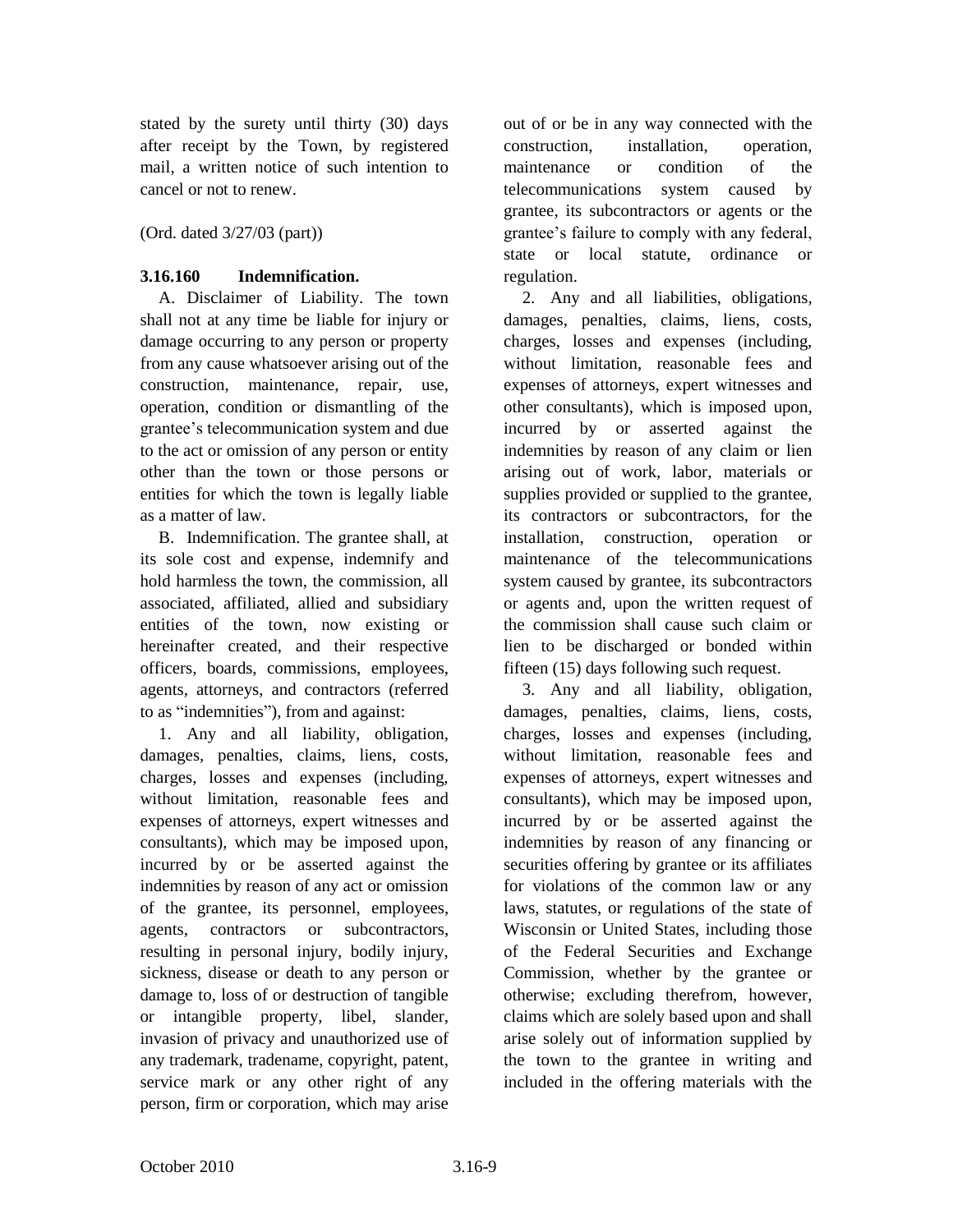stated by the surety until thirty (30) days after receipt by the Town, by registered mail, a written notice of such intention to cancel or not to renew.

(Ord. dated 3/27/03 (part))

### 3.16.160 Indemnification.

A. Disclaimer of Liability. The town shall not at any time be liable for injury or damage occurring to any person or property from any cause whatsoever arising out of the construction, maintenance, repair, use, operation, condition or dismantling of the grantee's telecommunication system and due to the act or omission of any person or entity other than the town or those persons or entities for which the town is legally liable as a matter of law.

B. Indemnification. The grantee shall, at its sole cost and expense, indemnify and hold harmless the town, the commission, all associated, affiliated, allied and subsidiary entities of the town, now existing or hereinafter created, and their respective officers, boards, commissions, employees, agents, attorneys, and contractors (referred to as "indemnities"), from and against:

1. Any and all liability, obligation, damages, penalties, claims, liens, costs, charges, losses and expenses (including, without limitation, reasonable fees and expenses of attorneys, expert witnesses and consultants), which may be imposed upon, incurred by or be asserted against the indemnities by reason of any act or omission of the grantee, its personnel, employees, agents, contractors or subcontractors, resulting in personal injury, bodily injury, sickness, disease or death to any person or damage to, loss of or destruction of tangible or intangible property, libel, slander, invasion of privacy and unauthorized use of any trademark, tradename, copyright, patent, service mark or any other right of any person, firm or corporation, which may arise out of or be in any way connected with the construction, installation, operation, maintenance or condition of the telecommunications system caused by grantee, its subcontractors or agents or the grantee's failure to comply with any federal, state or local statute, ordinance or regulation.

2. Any and all liabilities, obligations, damages, penalties, claims, liens, costs, charges, losses and expenses (including, without limitation, reasonable fees and expenses of attorneys, expert witnesses and other consultants), which is imposed upon, incurred by or asserted against the indemnities by reason of any claim or lien arising out of work, labor, materials or supplies provided or supplied to the grantee, its contractors or subcontractors, for the installation, construction, operation or maintenance of the telecommunications system caused by grantee, its subcontractors or agents and, upon the written request of the commission shall cause such claim or lien to be discharged or bonded within fifteen (15) days following such request.

3. Any and all liability, obligation, damages, penalties, claims, liens, costs, charges, losses and expenses (including, without limitation, reasonable fees and expenses of attorneys, expert witnesses and consultants), which may be imposed upon, incurred by or be asserted against the indemnities by reason of any financing or securities offering by grantee or its affiliates for violations of the common law or any laws, statutes, or regulations of the state of Wisconsin or United States, including those of the Federal Securities and Exchange Commission, whether by the grantee or otherwise; excluding therefrom, however, claims which are solely based upon and shall arise solely out of information supplied by the town to the grantee in writing and included in the offering materials with the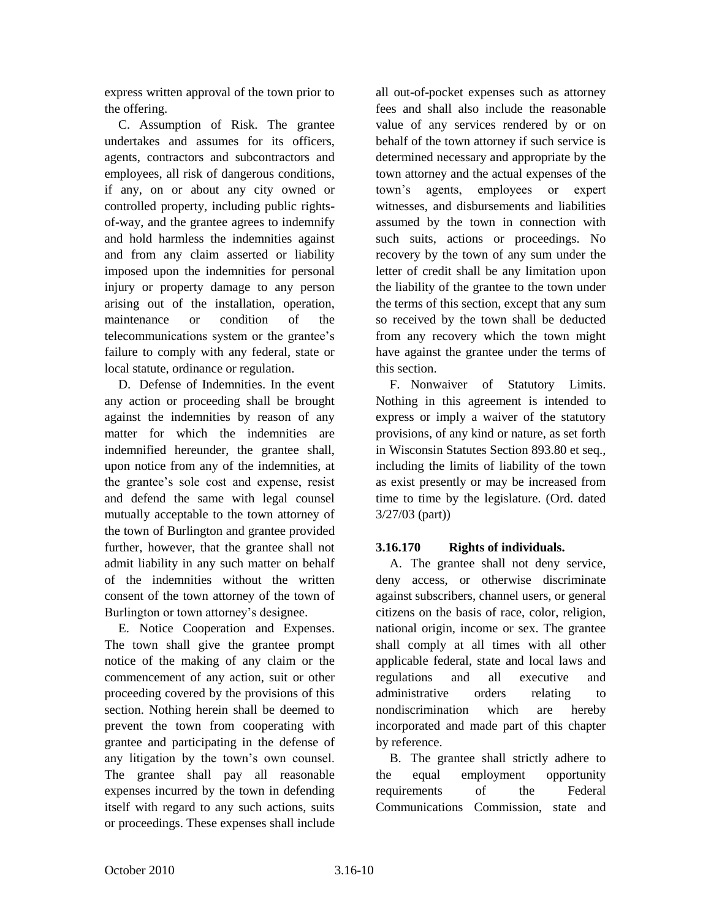express written approval of the town prior to the offering.

C. Assumption of Risk. The grantee undertakes and assumes for its officers, agents, contractors and subcontractors and employees, all risk of dangerous conditions, if any, on or about any city owned or controlled property, including public rights-of-way, and the grantee agrees to indemnify and hold harmless the indemnities against and from any claim asserted or liability imposed upon the indemnities for personal injury or property damage to any person arising out of the installation, operation, maintenance or condition of the telecommunications system or the grantee's failure to comply with any federal, state or local statute, ordinance or regulation.

D. Defense of Indemnities. In the event any action or proceeding shall be brought against the indemnities by reason of any matter for which the indemnities are indemnified hereunder, the grantee shall, upon notice from any of the indemnities, at the grantee's sole cost and expense, resist and defend the same with legal counsel mutually acceptable to the town attorney of the town of Burlington and grantee provided further, however, that the grantee shall not admit liability in any such matter on behalf of the indemnities without the written consent of the town attorney of the town of Burlington or town attorney's designee.

E. Notice Cooperation and Expenses. The town shall give the grantee prompt notice of the making of any claim or the commencement of any action, suit or other proceeding covered by the provisions of this section. Nothing herein shall be deemed to prevent the town from cooperating with grantee and participating in the defense of any litigation by the town's own counsel. The grantee shall pay all reasonable expenses incurred by the town in defending itself with regard to any such actions, suits or proceedings. These expenses shall include all out-of-pocket expenses such as attorney fees and shall also include the reasonable value of any services rendered by or on behalf of the town attorney if such service is determined necessary and appropriate by the town attorney and the actual expenses of the town's agents, employees or expert witnesses, and disbursements and liabilities assumed by the town in connection with such suits, actions or proceedings. No recovery by the town of any sum under the letter of credit shall be any limitation upon the liability of the grantee to the town under the terms of this section, except that any sum so received by the town shall be deducted from any recovery which the town might have against the grantee under the terms of this section.

F. Nonwaiver of Statutory Limits. Nothing in this agreement is intended to express or imply a waiver of the statutory provisions, of any kind or nature, as set forth in Wisconsin Statutes Section 893.80 et seq., including the limits of liability of the town as exist presently or may be increased from time to time by the legislature. (Ord. dated 3/27/03 (part))

### 3.16.170 Rights of individuals.

A. The grantee shall not deny service, deny access, or otherwise discriminate against subscribers, channel users, or general citizens on the basis of race, color, religion, national origin, income or sex. The grantee shall comply at all times with all other applicable federal, state and local laws and regulations and all executive and administrative orders relating to nondiscrimination which are hereby incorporated and made part of this chapter by reference.

B. The grantee shall strictly adhere to the equal employment opportunity requirements of the Federal Communications Commission, state and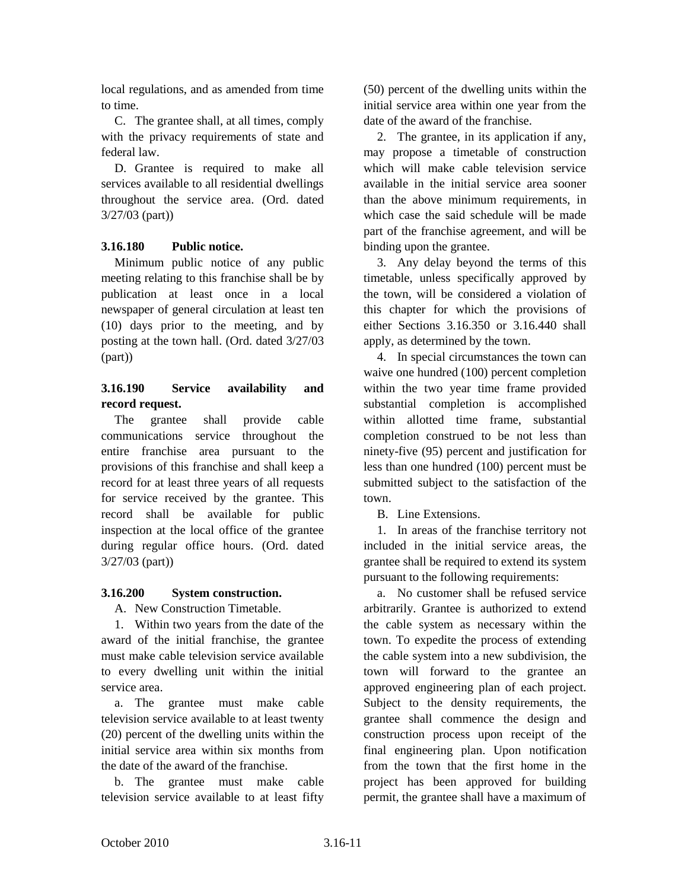local regulations, and as amended from time to time.

C. The grantee shall, at all times, comply with the privacy requirements of state and federal law.

D. Grantee is required to make all services available to all residential dwellings throughout the service area. (Ord. dated 3/27/03 (part))

### 3.16.180 Public notice.

Minimum public notice of any public meeting relating to this franchise shall be by publication at least once in a local newspaper of general circulation at least ten (10) days prior to the meeting, and by posting at the town hall. (Ord. dated 3/27/03 (part))

### 3.16.190 Service availability and record request.

The grantee shall provide cable communications service throughout the entire franchise area pursuant to the provisions of this franchise and shall keep a record for at least three years of all requests for service received by the grantee. This record shall be available for public inspection at the local office of the grantee during regular office hours. (Ord. dated 3/27/03 (part))

### 3.16.200 System construction.

A. New Construction Timetable.

1. Within two years from the date of the award of the initial franchise, the grantee must make cable television service available to every dwelling unit within the initial service area.

a. The grantee must make cable television service available to at least twenty (20) percent of the dwelling units within the initial service area within six months from the date of the award of the franchise.

b. The grantee must make cable television service available to at least fifty (50) percent of the dwelling units within the initial service area within one year from the date of the award of the franchise.

2. The grantee, in its application if any, may propose a timetable of construction which will make cable television service available in the initial service area sooner than the above minimum requirements, in which case the said schedule will be made part of the franchise agreement, and will be binding upon the grantee.

3. Any delay beyond the terms of this timetable, unless specifically approved by the town, will be considered a violation of this chapter for which the provisions of either Sections 3.16.350 or 3.16.440 shall apply, as determined by the town.

4. In special circumstances the town can waive one hundred (100) percent completion within the two year time frame provided substantial completion is accomplished within allotted time frame, substantial completion construed to be not less than ninety-five (95) percent and justification for less than one hundred (100) percent must be submitted subject to the satisfaction of the town.

B. Line Extensions.

1. In areas of the franchise territory not included in the initial service areas, the grantee shall be required to extend its system pursuant to the following requirements:

a. No customer shall be refused service arbitrarily. Grantee is authorized to extend the cable system as necessary within the town. To expedite the process of extending the cable system into a new subdivision, the town will forward to the grantee an approved engineering plan of each project. Subject to the density requirements, the grantee shall commence the design and construction process upon receipt of the final engineering plan. Upon notification from the town that the first home in the project has been approved for building permit, the grantee shall have a maximum of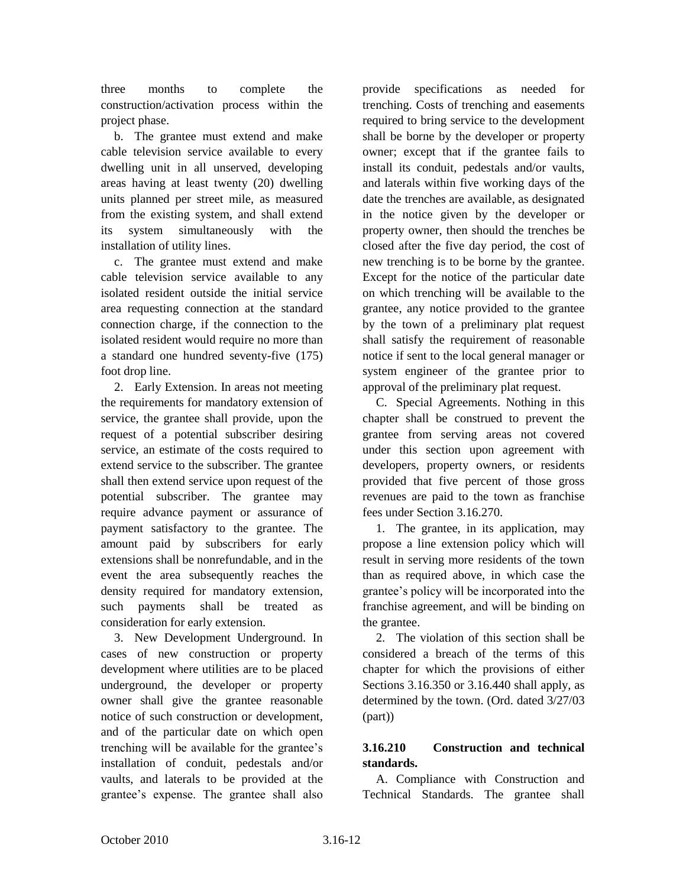three months to complete the construction/activation process within the project phase.

b. The grantee must extend and make cable television service available to every dwelling unit in all unserved, developing areas having at least twenty (20) dwelling units planned per street mile, as measured from the existing system, and shall extend its system simultaneously with the installation of utility lines.

c. The grantee must extend and make cable television service available to any isolated resident outside the initial service area requesting connection at the standard connection charge, if the connection to the isolated resident would require no more than a standard one hundred seventy-five (175) foot drop line.

2. Early Extension. In areas not meeting the requirements for mandatory extension of service, the grantee shall provide, upon the request of a potential subscriber desiring service, an estimate of the costs required to extend service to the subscriber. The grantee shall then extend service upon request of the potential subscriber. The grantee may require advance payment or assurance of payment satisfactory to the grantee. The amount paid by subscribers for early extensions shall be nonrefundable, and in the event the area subsequently reaches the density required for mandatory extension, such payments shall be treated as consideration for early extension.

3. New Development Underground. In cases of new construction or property development where utilities are to be placed underground, the developer or property owner shall give the grantee reasonable notice of such construction or development, and of the particular date on which open trenching will be available for the grantee's installation of conduit, pedestals and/or vaults, and laterals to be provided at the grantee's expense. The grantee shall also provide specifications as needed for trenching. Costs of trenching and easements required to bring service to the development shall be borne by the developer or property owner; except that if the grantee fails to install its conduit, pedestals and/or vaults, and laterals within five working days of the date the trenches are available, as designated in the notice given by the developer or property owner, then should the trenches be closed after the five day period, the cost of new trenching is to be borne by the grantee. Except for the notice of the particular date on which trenching will be available to the grantee, any notice provided to the grantee by the town of a preliminary plat request shall satisfy the requirement of reasonable notice if sent to the local general manager or system engineer of the grantee prior to approval of the preliminary plat request.

C. Special Agreements. Nothing in this chapter shall be construed to prevent the grantee from serving areas not covered under this section upon agreement with developers, property owners, or residents provided that five percent of those gross revenues are paid to the town as franchise fees under Section 3.16.270.

1. The grantee, in its application, may propose a line extension policy which will result in serving more residents of the town than as required above, in which case the grantee's policy will be incorporated into the franchise agreement, and will be binding on the grantee.

2. The violation of this section shall be considered a breach of the terms of this chapter for which the provisions of either Sections 3.16.350 or 3.16.440 shall apply, as determined by the town. (Ord. dated 3/27/03 (part))

**3.16.210 Construction and technical standards.**

A. Compliance with Construction and Technical Standards. The grantee shall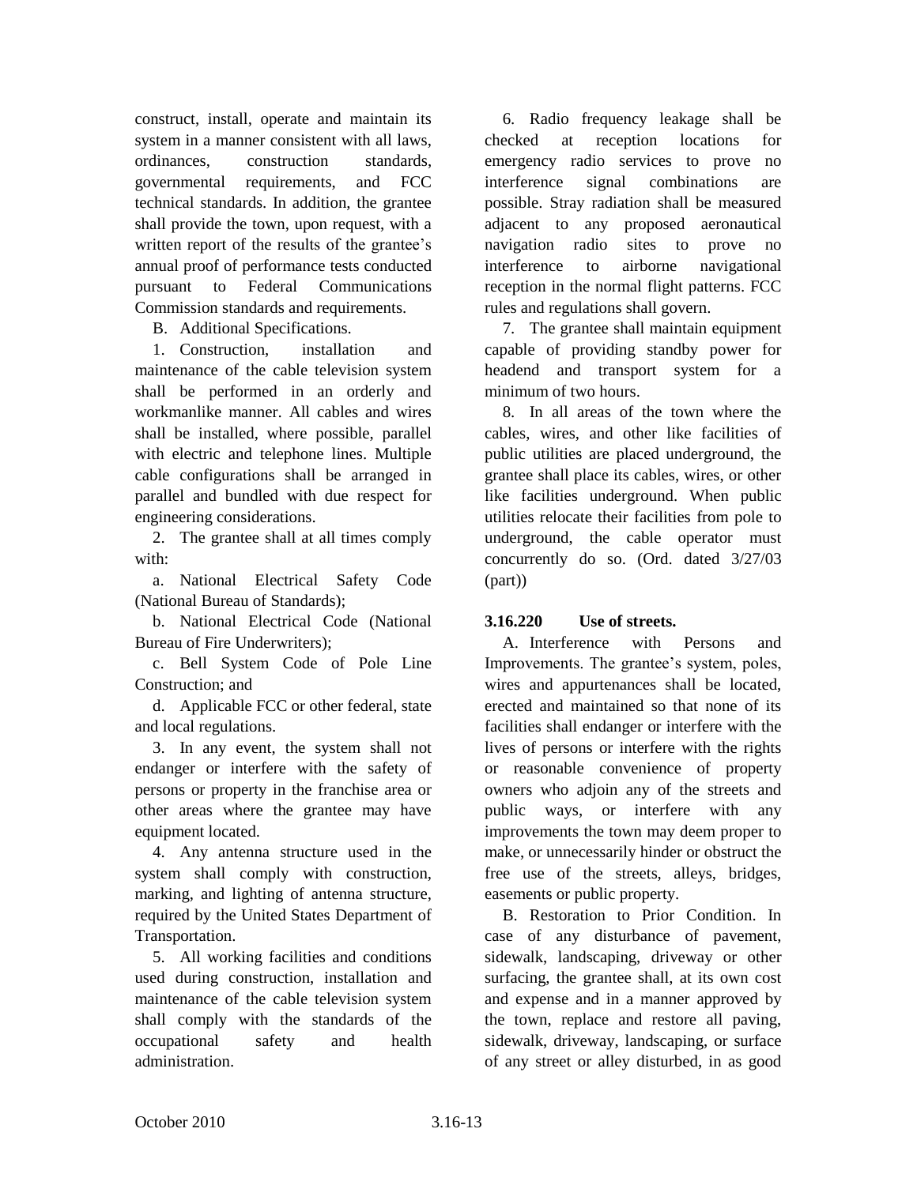construct, install, operate and maintain its system in a manner consistent with all laws, ordinances, construction standards, governmental requirements, and FCC technical standards. In addition, the grantee shall provide the town, upon request, with a written report of the results of the grantee's annual proof of performance tests conducted pursuant to Federal Communications Commission standards and requirements.

B. Additional Specifications.

1. Construction, installation and maintenance of the cable television system shall be performed in an orderly and workmanlike manner. All cables and wires shall be installed, where possible, parallel with electric and telephone lines. Multiple cable configurations shall be arranged in parallel and bundled with due respect for engineering considerations.

2. The grantee shall at all times comply with:

a. National Electrical Safety Code (National Bureau of Standards);

b. National Electrical Code (National Bureau of Fire Underwriters);

c. Bell System Code of Pole Line Construction; and

d. Applicable FCC or other federal, state and local regulations.

3. In any event, the system shall not endanger or interfere with the safety of persons or property in the franchise area or other areas where the grantee may have equipment located.

4. Any antenna structure used in the system shall comply with construction, marking, and lighting of antenna structure, required by the United States Department of Transportation.

5. All working facilities and conditions used during construction, installation and maintenance of the cable television system shall comply with the standards of the occupational safety and health administration.

6. Radio frequency leakage shall be checked at reception locations for emergency radio services to prove no interference signal combinations are possible. Stray radiation shall be measured adjacent to any proposed aeronautical navigation radio sites to prove no interference to airborne navigational reception in the normal flight patterns. FCC rules and regulations shall govern.

7. The grantee shall maintain equipment capable of providing standby power for headend and transport system for a minimum of two hours.

8. In all areas of the town where the cables, wires, and other like facilities of public utilities are placed underground, the grantee shall place its cables, wires, or other like facilities underground. When public utilities relocate their facilities from pole to underground, the cable operator must concurrently do so. (Ord. dated 3/27/03 (part))

**3.16.220 Use of streets.**

A. Interference with Persons and Improvements. The grantee's system, poles, wires and appurtenances shall be located, erected and maintained so that none of its facilities shall endanger or interfere with the lives of persons or interfere with the rights or reasonable convenience of property owners who adjoin any of the streets and public ways, or interfere with any improvements the town may deem proper to make, or unnecessarily hinder or obstruct the free use of the streets, alleys, bridges, easements or public property.

B. Restoration to Prior Condition. In case of any disturbance of pavement, sidewalk, landscaping, driveway or other surfacing, the grantee shall, at its own cost and expense and in a manner approved by the town, replace and restore all paving, sidewalk, driveway, landscaping, or surface of any street or alley disturbed, in as good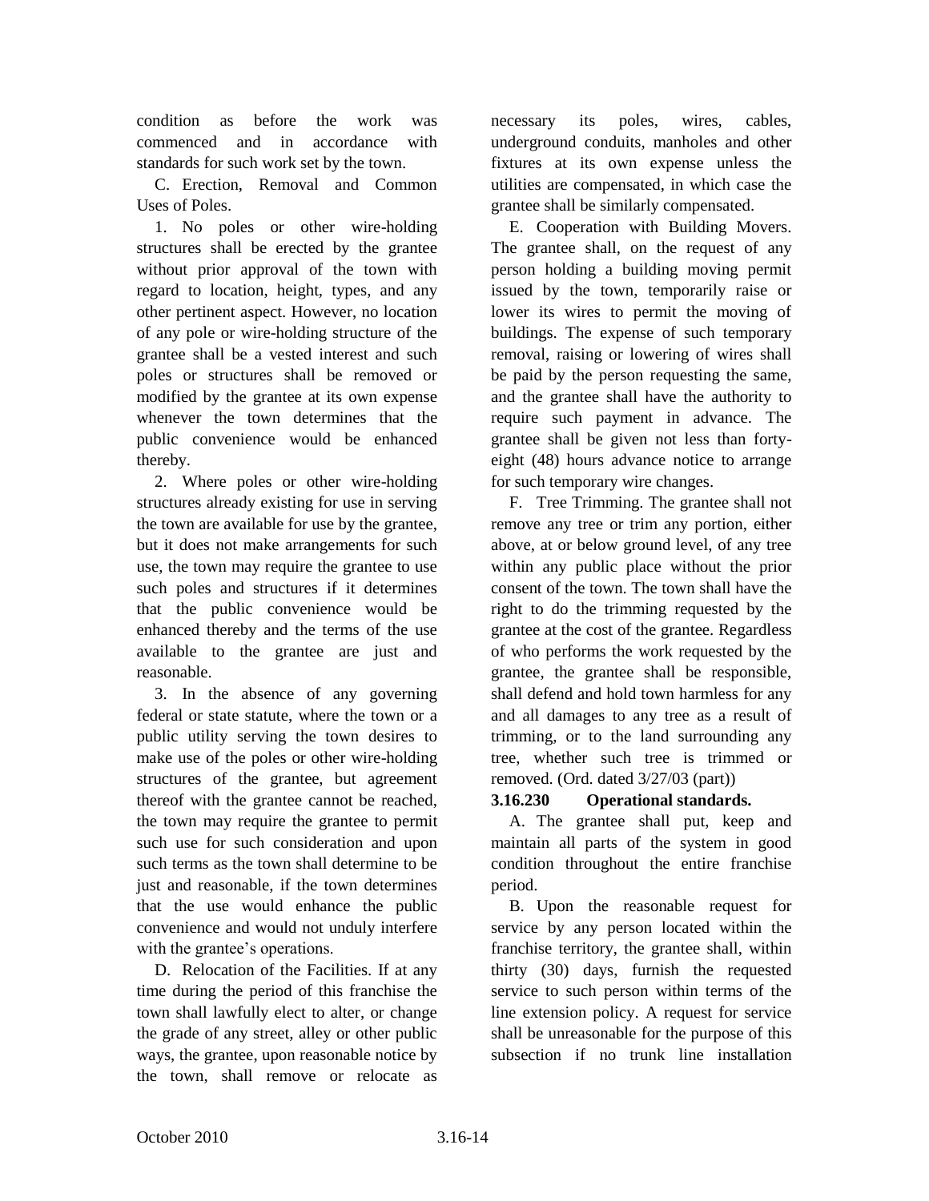condition as before the work was commenced and in accordance with standards for such work set by the town.

C. Erection, Removal and Common Uses of Poles.

1. No poles or other wire-holding structures shall be erected by the grantee without prior approval of the town with regard to location, height, types, and any other pertinent aspect. However, no location of any pole or wire-holding structure of the grantee shall be a vested interest and such poles or structures shall be removed or modified by the grantee at its own expense whenever the town determines that the public convenience would be enhanced thereby.

2. Where poles or other wire-holding structures already existing for use in serving the town are available for use by the grantee, but it does not make arrangements for such use, the town may require the grantee to use such poles and structures if it determines that the public convenience would be enhanced thereby and the terms of the use available to the grantee are just and reasonable.

3. In the absence of any governing federal or state statute, where the town or a public utility serving the town desires to make use of the poles or other wire-holding structures of the grantee, but agreement thereof with the grantee cannot be reached, the town may require the grantee to permit such use for such consideration and upon such terms as the town shall determine to be just and reasonable, if the town determines that the use would enhance the public convenience and would not unduly interfere with the grantee's operations.

D. Relocation of the Facilities. If at any time during the period of this franchise the town shall lawfully elect to alter, or change the grade of any street, alley or other public ways, the grantee, upon reasonable notice by the town, shall remove or relocate as necessary its poles, wires, cables, underground conduits, manholes and other fixtures at its own expense unless the utilities are compensated, in which case the grantee shall be similarly compensated.

E. Cooperation with Building Movers. The grantee shall, on the request of any person holding a building moving permit issued by the town, temporarily raise or lower its wires to permit the moving of buildings. The expense of such temporary removal, raising or lowering of wires shall be paid by the person requesting the same, and the grantee shall have the authority to require such payment in advance. The grantee shall be given not less than forty-eight (48) hours advance notice to arrange for such temporary wire changes.

F. Tree Trimming. The grantee shall not remove any tree or trim any portion, either above, at or below ground level, of any tree within any public place without the prior consent of the town. The town shall have the right to do the trimming requested by the grantee at the cost of the grantee. Regardless of who performs the work requested by the grantee, the grantee shall be responsible, shall defend and hold town harmless for any and all damages to any tree as a result of trimming, or to the land surrounding any tree, whether such tree is trimmed or removed. (Ord. dated 3/27/03 (part))

**3.16.230 Operational standards.**

A. The grantee shall put, keep and maintain all parts of the system in good condition throughout the entire franchise period.

B. Upon the reasonable request for service by any person located within the franchise territory, the grantee shall, within thirty (30) days, furnish the requested service to such person within terms of the line extension policy. A request for service shall be unreasonable for the purpose of this subsection if no trunk line installation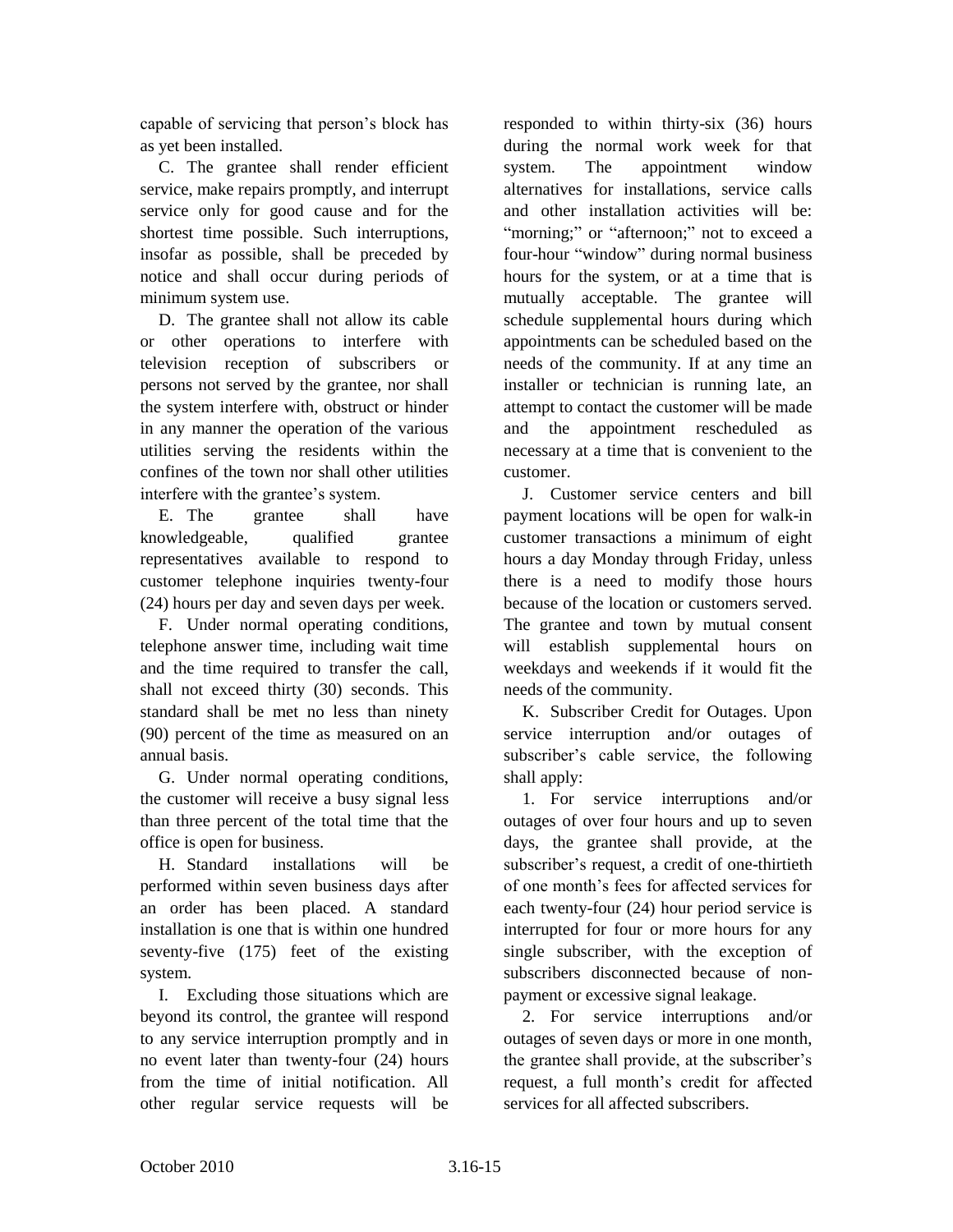capable of servicing that person's block has as yet been installed.

C. The grantee shall render efficient service, make repairs promptly, and interrupt service only for good cause and for the shortest time possible. Such interruptions, insofar as possible, shall be preceded by notice and shall occur during periods of minimum system use.

D. The grantee shall not allow its cable or other operations to interfere with television reception of subscribers or persons not served by the grantee, nor shall the system interfere with, obstruct or hinder in any manner the operation of the various utilities serving the residents within the confines of the town nor shall other utilities interfere with the grantee's system.

E. The grantee shall have knowledgeable, qualified grantee representatives available to respond to customer telephone inquiries twenty-four (24) hours per day and seven days per week.

F. Under normal operating conditions, telephone answer time, including wait time and the time required to transfer the call, shall not exceed thirty (30) seconds. This standard shall be met no less than ninety (90) percent of the time as measured on an annual basis.

G. Under normal operating conditions, the customer will receive a busy signal less than three percent of the total time that the office is open for business.

H. Standard installations will be performed within seven business days after an order has been placed. A standard installation is one that is within one hundred seventy-five (175) feet of the existing system.

I. Excluding those situations which are beyond its control, the grantee will respond to any service interruption promptly and in no event later than twenty-four (24) hours from the time of initial notification. All other regular service requests will be responded to within thirty-six (36) hours during the normal work week for that system. The appointment window alternatives for installations, service calls and other installation activities will be: "morning;" or "afternoon;" not to exceed a four-hour "window" during normal business hours for the system, or at a time that is mutually acceptable. The grantee will schedule supplemental hours during which appointments can be scheduled based on the needs of the community. If at any time an installer or technician is running late, an attempt to contact the customer will be made and the appointment rescheduled as necessary at a time that is convenient to the customer.

J. Customer service centers and bill payment locations will be open for walk-in customer transactions a minimum of eight hours a day Monday through Friday, unless there is a need to modify those hours because of the location or customers served. The grantee and town by mutual consent will establish supplemental hours on weekdays and weekends if it would fit the needs of the community.

K. Subscriber Credit for Outages. Upon service interruption and/or outages of subscriber's cable service, the following shall apply:

1. For service interruptions and/or outages of over four hours and up to seven days, the grantee shall provide, at the subscriber's request, a credit of one-thirtieth of one month's fees for affected services for each twenty-four (24) hour period service is interrupted for four or more hours for any single subscriber, with the exception of subscribers disconnected because of non-payment or excessive signal leakage.

2. For service interruptions and/or outages of seven days or more in one month, the grantee shall provide, at the subscriber's request, a full month's credit for affected services for all affected subscribers.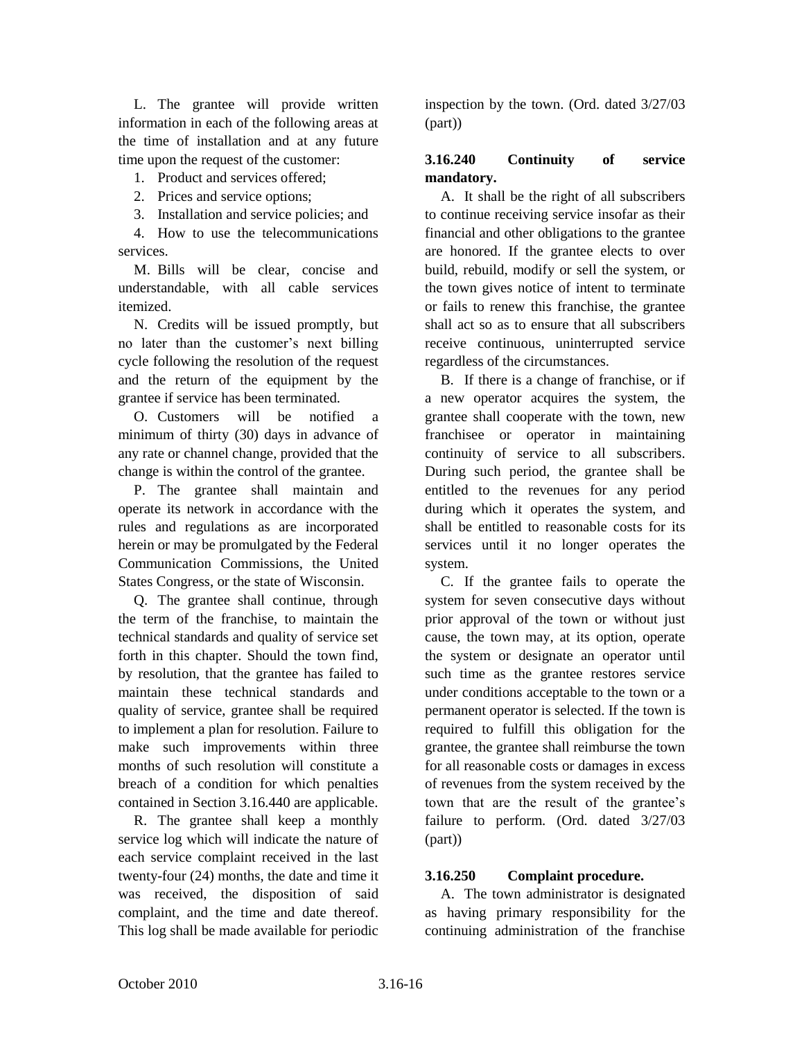L. The grantee will provide written information in each of the following areas at the time of installation and at any future time upon the request of the customer:

1. Product and services offered;
2. Prices and service options;
3. Installation and service policies; and
4. How to use the telecommunications services.

M. Bills will be clear, concise and understandable, with all cable services itemized.

N. Credits will be issued promptly, but no later than the customer's next billing cycle following the resolution of the request and the return of the equipment by the grantee if service has been terminated.

O. Customers will be notified a minimum of thirty (30) days in advance of any rate or channel change, provided that the change is within the control of the grantee.

P. The grantee shall maintain and operate its network in accordance with the rules and regulations as are incorporated herein or may be promulgated by the Federal Communication Commissions, the United States Congress, or the state of Wisconsin.

Q. The grantee shall continue, through the term of the franchise, to maintain the technical standards and quality of service set forth in this chapter. Should the town find, by resolution, that the grantee has failed to maintain these technical standards and quality of service, grantee shall be required to implement a plan for resolution. Failure to make such improvements within three months of such resolution will constitute a breach of a condition for which penalties contained in Section 3.16.440 are applicable.

R. The grantee shall keep a monthly service log which will indicate the nature of each service complaint received in the last twenty-four (24) months, the date and time it was received, the disposition of said complaint, and the time and date thereof. This log shall be made available for periodic inspection by the town. (Ord. dated 3/27/03 (part))

**3.16.240 Continuity of service mandatory.**

A. It shall be the right of all subscribers to continue receiving service insofar as their financial and other obligations to the grantee are honored. If the grantee elects to over build, rebuild, modify or sell the system, or the town gives notice of intent to terminate or fails to renew this franchise, the grantee shall act so as to ensure that all subscribers receive continuous, uninterrupted service regardless of the circumstances.

B. If there is a change of franchise, or if a new operator acquires the system, the grantee shall cooperate with the town, new franchisee or operator in maintaining continuity of service to all subscribers. During such period, the grantee shall be entitled to the revenues for any period during which it operates the system, and shall be entitled to reasonable costs for its services until it no longer operates the system.

C. If the grantee fails to operate the system for seven consecutive days without prior approval of the town or without just cause, the town may, at its option, operate the system or designate an operator until such time as the grantee restores service under conditions acceptable to the town or a permanent operator is selected. If the town is required to fulfill this obligation for the grantee, the grantee shall reimburse the town for all reasonable costs or damages in excess of revenues from the system received by the town that are the result of the grantee's failure to perform. (Ord. dated 3/27/03 (part))

**3.16.250 Complaint procedure.**

A. The town administrator is designated as having primary responsibility for the continuing administration of the franchise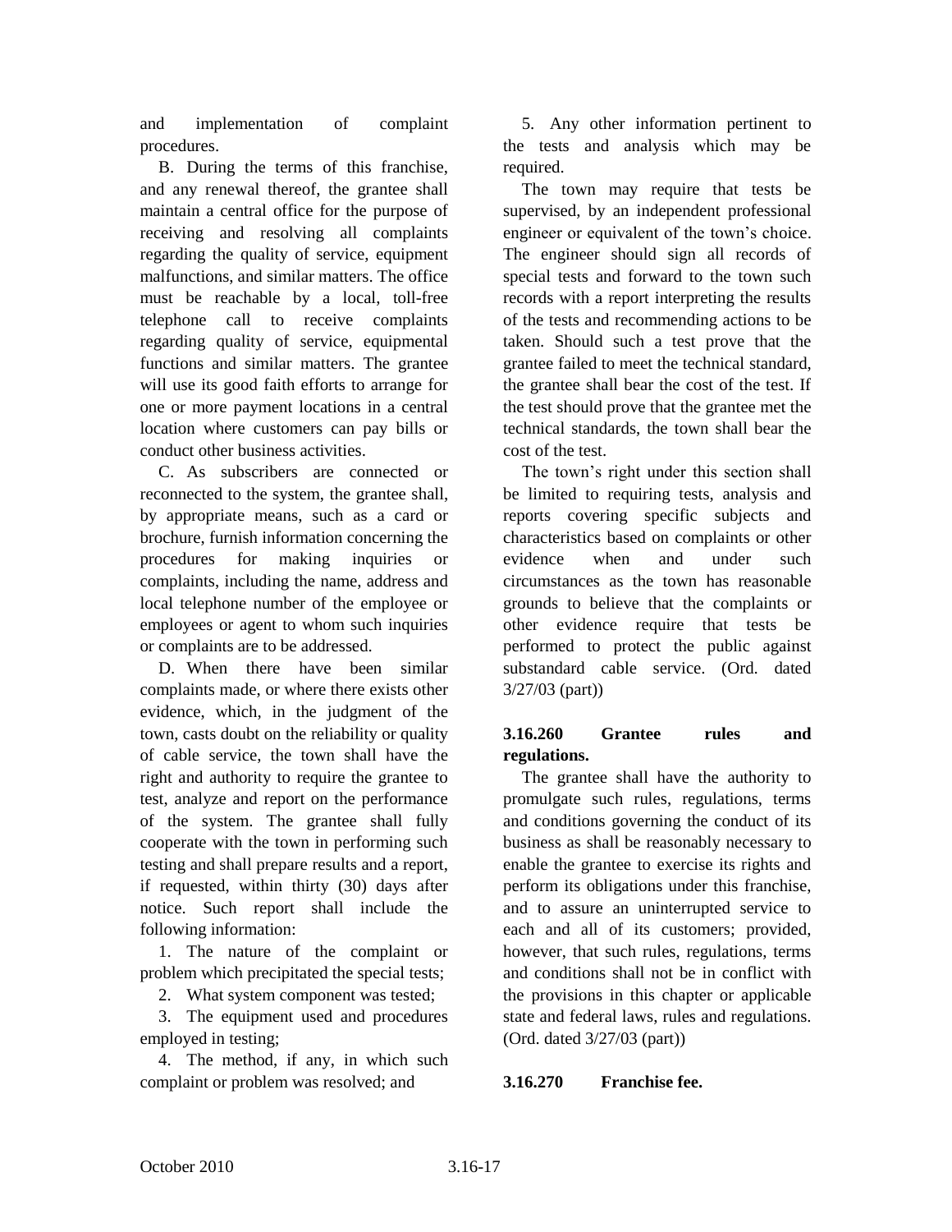and implementation of complaint procedures.

B. During the terms of this franchise, and any renewal thereof, the grantee shall maintain a central office for the purpose of receiving and resolving all complaints regarding the quality of service, equipment malfunctions, and similar matters. The office must be reachable by a local, toll-free telephone call to receive complaints regarding quality of service, equipmental functions and similar matters. The grantee will use its good faith efforts to arrange for one or more payment locations in a central location where customers can pay bills or conduct other business activities.

C. As subscribers are connected or reconnected to the system, the grantee shall, by appropriate means, such as a card or brochure, furnish information concerning the procedures for making inquiries or complaints, including the name, address and local telephone number of the employee or employees or agent to whom such inquiries or complaints are to be addressed.

D. When there have been similar complaints made, or where there exists other evidence, which, in the judgment of the town, casts doubt on the reliability or quality of cable service, the town shall have the right and authority to require the grantee to test, analyze and report on the performance of the system. The grantee shall fully cooperate with the town in performing such testing and shall prepare results and a report, if requested, within thirty (30) days after notice. Such report shall include the following information:

1. The nature of the complaint or problem which precipitated the special tests;

2. What system component was tested;

3. The equipment used and procedures employed in testing;

4. The method, if any, in which such complaint or problem was resolved; and

5. Any other information pertinent to the tests and analysis which may be required.

The town may require that tests be supervised, by an independent professional engineer or equivalent of the town's choice. The engineer should sign all records of special tests and forward to the town such records with a report interpreting the results of the tests and recommending actions to be taken. Should such a test prove that the grantee failed to meet the technical standard, the grantee shall bear the cost of the test. If the test should prove that the grantee met the technical standards, the town shall bear the cost of the test.

The town's right under this section shall be limited to requiring tests, analysis and reports covering specific subjects and characteristics based on complaints or other evidence when and under such circumstances as the town has reasonable grounds to believe that the complaints or other evidence require that tests be performed to protect the public against substandard cable service. (Ord. dated 3/27/03 (part))

**3.16.260 Grantee rules and regulations.**

The grantee shall have the authority to promulgate such rules, regulations, terms and conditions governing the conduct of its business as shall be reasonably necessary to enable the grantee to exercise its rights and perform its obligations under this franchise, and to assure an uninterrupted service to each and all of its customers; provided, however, that such rules, regulations, terms and conditions shall not be in conflict with the provisions in this chapter or applicable state and federal laws, rules and regulations. (Ord. dated 3/27/03 (part))

**3.16.270 Franchise fee.**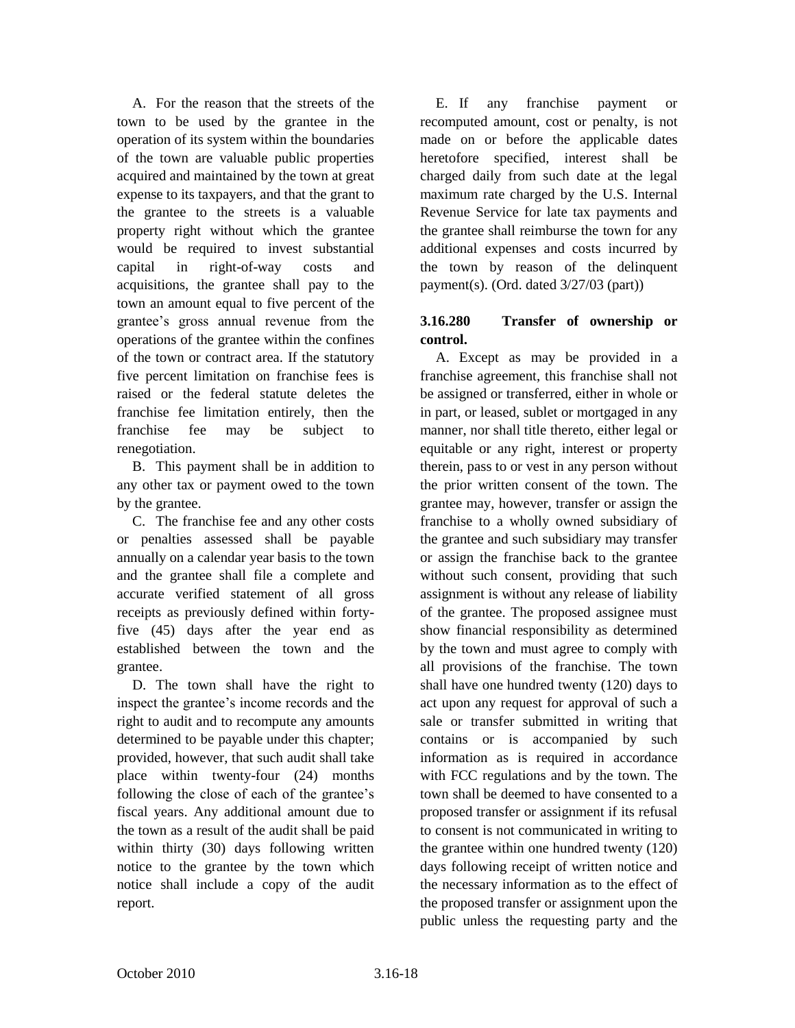A. For the reason that the streets of the town to be used by the grantee in the operation of its system within the boundaries of the town are valuable public properties acquired and maintained by the town at great expense to its taxpayers, and that the grant to the grantee to the streets is a valuable property right without which the grantee would be required to invest substantial capital in right-of-way costs and acquisitions, the grantee shall pay to the town an amount equal to five percent of the grantee's gross annual revenue from the operations of the grantee within the confines of the town or contract area. If the statutory five percent limitation on franchise fees is raised or the federal statute deletes the franchise fee limitation entirely, then the franchise fee may be subject to renegotiation.

B. This payment shall be in addition to any other tax or payment owed to the town by the grantee.

C. The franchise fee and any other costs or penalties assessed shall be payable annually on a calendar year basis to the town and the grantee shall file a complete and accurate verified statement of all gross receipts as previously defined within forty-five (45) days after the year end as established between the town and the grantee.

D. The town shall have the right to inspect the grantee's income records and the right to audit and to recompute any amounts determined to be payable under this chapter; provided, however, that such audit shall take place within twenty-four (24) months following the close of each of the grantee's fiscal years. Any additional amount due to the town as a result of the audit shall be paid within thirty (30) days following notice to the grantee by the town which notice shall include a copy of the audit report.

E. If any franchise payment or recomputed amount, cost or penalty, is not made on or before the applicable dates heretofore specified, interest shall be charged daily from such date at the legal maximum rate charged by the U.S. Internal Revenue Service for late tax payments and the grantee shall reimburse the town for any additional expenses and costs incurred by the town by reason of the delinquent payment(s). (Ord. dated 3/27/03 (part))

**3.16.280 Transfer of ownership or control.**

A. Except as may be provided in a franchise agreement, this franchise shall not be assigned or transferred, either in whole or in part, or leased, sublet or mortgaged in any manner, nor shall title thereto, either legal or equitable or any right, interest or property therein, pass to or vest in any person without the prior written consent of the town. The grantee may, however, transfer or assign the franchise to a wholly owned subsidiary of the grantee and such subsidiary may transfer or assign the franchise back to the grantee without such consent, providing that such assignment is without any release of liability of the grantee. The proposed assignee must show financial responsibility as determined by the town and must agree to comply with all provisions of the franchise. The town shall have one hundred twenty (120) days to act upon any request for approval of such a sale or transfer submitted in writing that contains or is accompanied by such information as is required in accordance with FCC regulations and by the town. The town shall be deemed to have consented to a proposed transfer or assignment if its refusal to consent is not communicated in writing to the grantee within one hundred twenty (120) days following receipt of written notice and the necessary information as to the effect of the proposed transfer or assignment upon the public unless the requesting party and the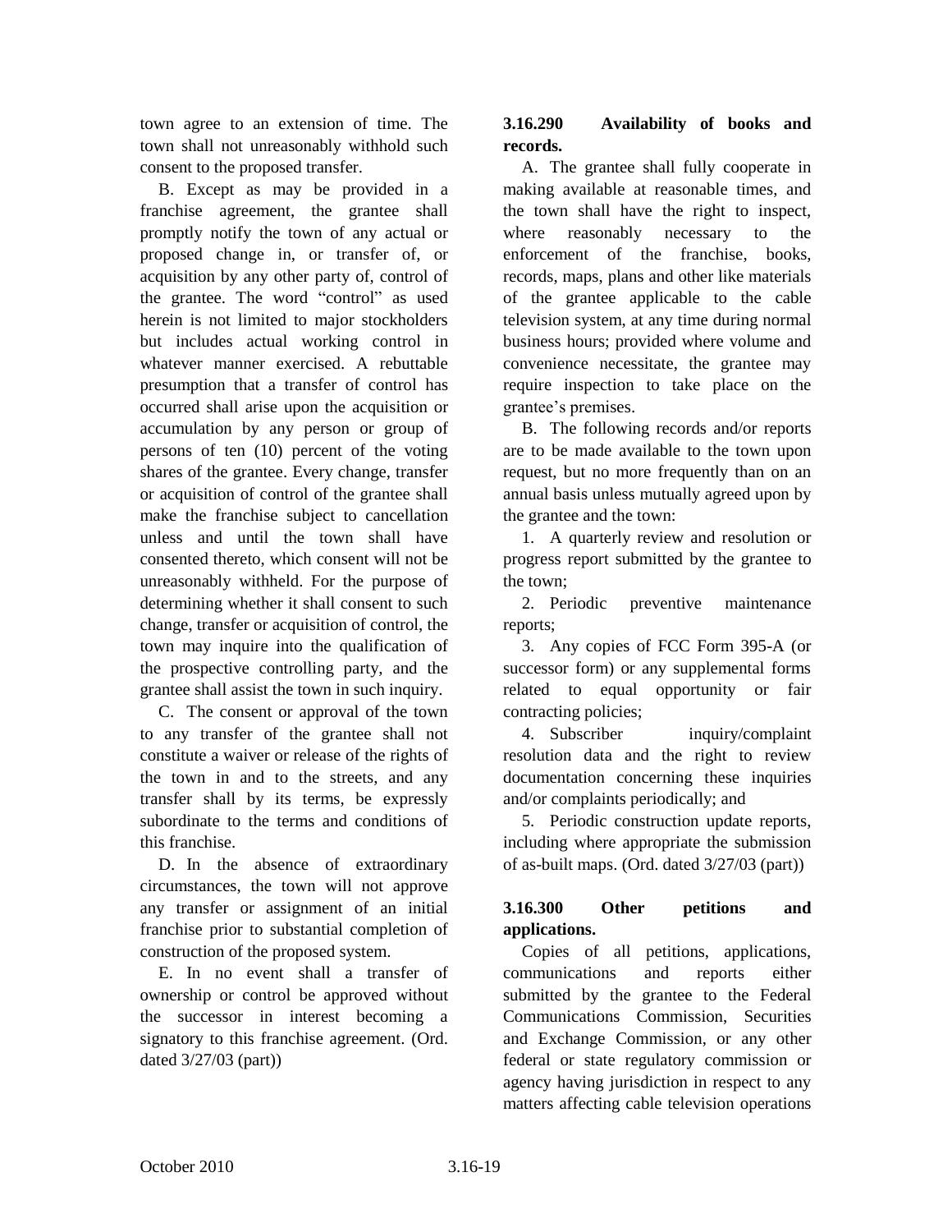town agree to an extension of time. The town shall not unreasonably withhold such consent to the proposed transfer.

B. Except as may be provided in a franchise agreement, the grantee shall promptly notify the town of any actual or proposed change in, or transfer of, or acquisition by any other party of, control of the grantee. The word "control" as used herein is not limited to major stockholders but includes actual working control in whatever manner exercised. A rebuttable presumption that a transfer of control has occurred shall arise upon the acquisition or accumulation by any person or group of persons of ten (10) percent of the voting shares of the grantee. Every change, transfer or acquisition of control of the grantee shall make the franchise subject to cancellation unless and until the town shall have consented thereto, which consent will not be unreasonably withheld. For the purpose of determining whether it shall consent to such change, transfer or acquisition of control, the town may inquire into the qualification of the prospective controlling party, and the grantee shall assist the town in such inquiry.

C. The consent or approval of the town to any transfer of the grantee shall not constitute a waiver or release of the rights of the town in and to the streets, and any transfer shall by its terms, be expressly subordinate to the terms and conditions of this franchise.

D. In the absence of extraordinary circumstances, the town will not approve any transfer or assignment of an initial franchise prior to substantial completion of construction of the proposed system.

E. In no event shall a transfer of ownership or control be approved without the successor in interest becoming a signatory to this franchise agreement. (Ord. dated 3/27/03 (part))

**3.16.290 Availability of books and records.**

A. The grantee shall fully cooperate in making available at reasonable times, and the town shall have the right to inspect, where reasonably necessary to the enforcement of the franchise, books, records, maps, plans and other like materials of the grantee applicable to the cable television system, at any time during normal business hours; provided where volume and convenience necessitate, the grantee may require inspection to take place on the grantee's premises.

B. The following records and/or reports are to be made available to the town upon request, but no more frequently than on an annual basis unless mutually agreed upon by the grantee and the town:

1. A quarterly review and resolution or progress report submitted by the grantee to the town;

2. Periodic preventive maintenance reports;

3. Any copies of FCC Form 395-A (or successor form) or any supplemental forms related to equal opportunity or fair contracting policies;

4. Subscriber inquiry/complaint resolution data and the right to review documentation concerning these inquiries and/or complaints periodically; and

5. Periodic construction update reports, including where appropriate the submission of as-built maps. (Ord. dated 3/27/03 (part))

**3.16.300 Other petitions and applications.**

Copies of all petitions, applications, communications and reports either submitted by the grantee to the Federal Communications Commission, Securities and Exchange Commission, or any other federal or state regulatory commission or agency having jurisdiction in respect to any matters affecting cable television operations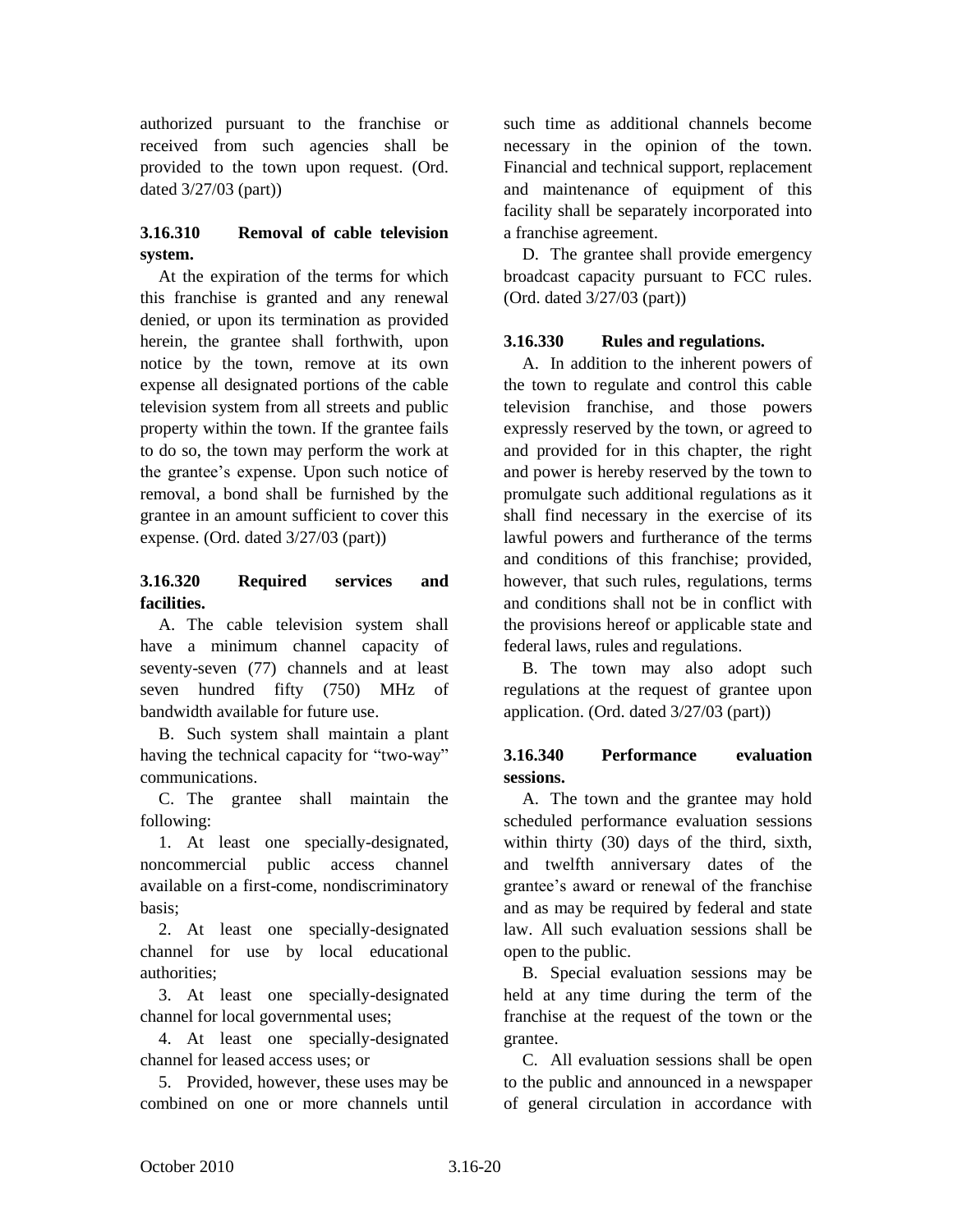authorized pursuant to the franchise or received from such agencies shall be provided to the town upon request. (Ord. dated 3/27/03 (part))

### 3.16.310 Removal of cable television system.

At the expiration of the terms for which this franchise is granted and any renewal denied, or upon its termination as provided herein, the grantee shall forthwith, upon notice by the town, remove at its own expense all designated portions of the cable television system from all streets and public property within the town. If the grantee fails to do so, the town may perform the work at the grantee's expense. Upon such notice of removal, a bond shall be furnished by the grantee in an amount sufficient to cover this expense. (Ord. dated 3/27/03 (part))

### 3.16.320 Required services and facilities.

A. The cable television system shall have a minimum channel capacity of seventy-seven (77) channels and at least seven hundred fifty (750) MHz of bandwidth available for future use.

B. Such system shall maintain a plant having the technical capacity for "two-way" communications.

C. The grantee shall maintain the following:

1. At least one specially-designated, noncommercial public access channel available on a first-come, nondiscriminatory basis;

2. At least one specially-designated channel for use by local educational authorities;

3. At least one specially-designated channel for local governmental uses;

4. At least one specially-designated channel for leased access uses; or

5. Provided, however, these uses may be combined on one or more channels until such time as additional channels become necessary in the opinion of the town. Financial and technical support, replacement and maintenance of equipment of this facility shall be separately incorporated into a franchise agreement.

D. The grantee shall provide emergency broadcast capacity pursuant to FCC rules. (Ord. dated 3/27/03 (part))

### 3.16.330 Rules and regulations.

A. In addition to the inherent powers of the town to regulate and control this cable television franchise, and those powers expressly reserved by the town, or agreed to and provided for in this chapter, the right and power is hereby reserved by the town to promulgate such additional regulations as it shall find necessary in the exercise of its lawful powers and furtherance of the terms and conditions of this franchise; provided, however, that such rules, regulations, terms and conditions shall not be in conflict with the provisions hereof or applicable state and federal laws, rules and regulations.

B. The town may also adopt such regulations at the request of grantee upon application. (Ord. dated 3/27/03 (part))

### 3.16.340 Performance evaluation sessions.

A. The town and the grantee may hold scheduled performance evaluation sessions within thirty (30) days of the third, sixth, and twelfth anniversary dates of the grantee's award or renewal of the franchise and as may be required by federal and state law. All such evaluation sessions shall be open to the public.

B. Special evaluation sessions may be held at any time during the term of the franchise at the request of the town or the grantee.

C. All evaluation sessions shall be open to the public and announced in a newspaper of general circulation in accordance with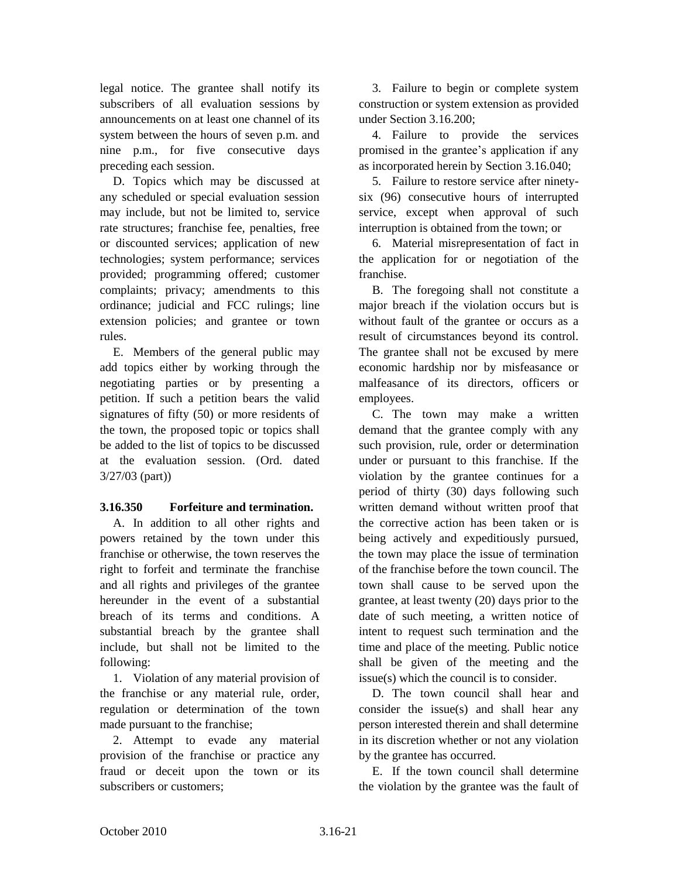legal notice. The grantee shall notify its subscribers of all evaluation sessions by announcements on at least one channel of its system between the hours of seven p.m. and nine p.m., for five consecutive days preceding each session.

D. Topics which may be discussed at any scheduled or special evaluation session may include, but not be limited to, service rate structures; franchise fee, penalties, free or discounted services; application of new technologies; system performance; services provided; programming offered; customer complaints; privacy; amendments to this ordinance; judicial and FCC rulings; line extension policies; and grantee or town rules.

E. Members of the general public may add topics either by working through the negotiating parties or by presenting a petition. If such a petition bears the valid signatures of fifty (50) or more residents of the town, the proposed topic or topics shall be added to the list of topics to be discussed at the evaluation session. (Ord. dated 3/27/03 (part))

### 3.16.350 Forfeiture and termination.

A. In addition to all other rights and powers retained by the town under this franchise or otherwise, the town reserves the right to forfeit and terminate the franchise and all rights and privileges of the grantee hereunder in the event of a substantial breach of its terms and conditions. A substantial breach by the grantee shall include, but shall not be limited to the following:

1. Violation of any material provision of the franchise or any material rule, order, regulation or determination of the town made pursuant to the franchise;

2. Attempt to evade any material provision of the franchise or practice any fraud or deceit upon the town or its subscribers or customers;

3. Failure to begin or complete system construction or system extension as provided under Section 3.16.200;

4. Failure to provide the services promised in the grantee's application if any as incorporated herein by Section 3.16.040;

5. Failure to restore service after ninety-six (96) consecutive hours of interrupted service, except when approval of such interruption is obtained from the town; or

6. Material misrepresentation of fact in the application for or negotiation of the franchise.

B. The foregoing shall not constitute a major breach if the violation occurs but is without fault of the grantee or occurs as a result of circumstances beyond its control. The grantee shall not be excused by mere economic hardship nor by misfeasance or malfeasance of its directors, officers or employees.

C. The town may make a written demand that the grantee comply with any such provision, rule, order or determination under or pursuant to this franchise. If the violation by the grantee continues for a period of thirty (30) days following such written demand without written proof that the corrective action has been taken or is being actively and expeditiously pursued, the town may place the issue of termination of the franchise before the town council. The town shall cause to be served upon the grantee, at least twenty (20) days prior to the date of such meeting, a written notice of intent to request such termination and the time and place of the meeting. Public notice shall be given of the meeting and the issue(s) which the council is to consider.

D. The town council shall hear and consider the issue(s) and shall hear any person interested therein and shall determine in its discretion whether or not any violation by the grantee has occurred.

E. If the town council shall determine the violation by the grantee was the fault of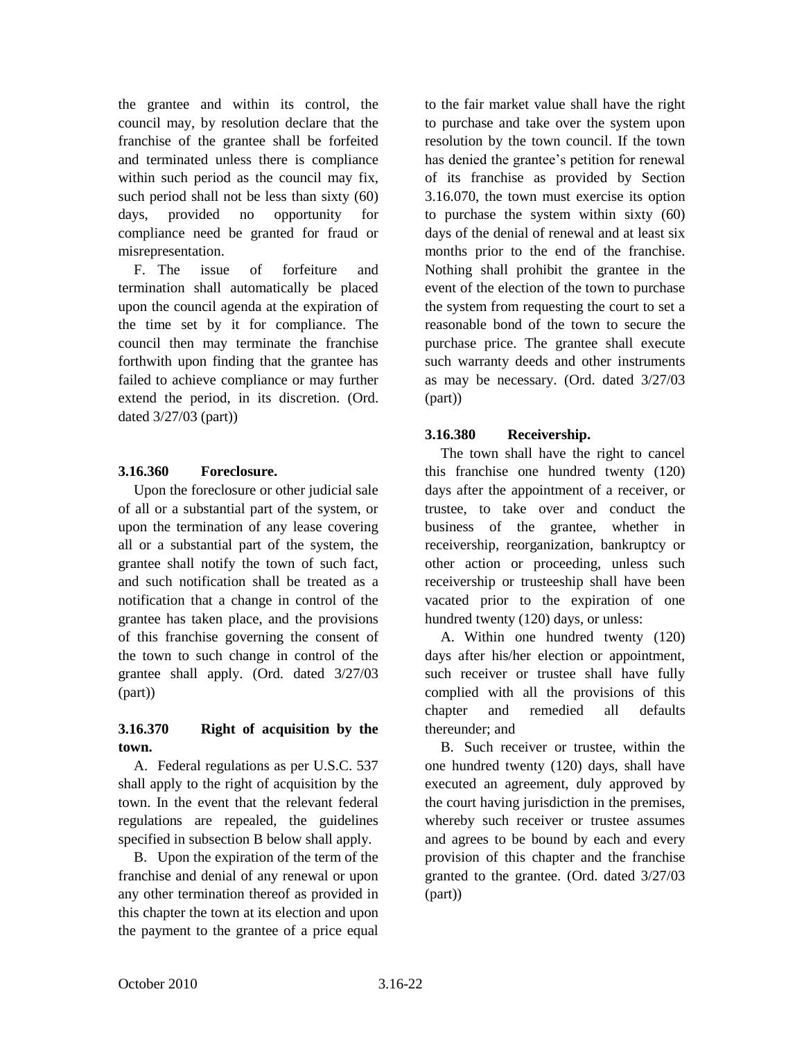the grantee and within its control, the council may, by resolution declare that the franchise of the grantee shall be forfeited and terminated unless there is compliance within such period as the council may fix, such period shall not be less than sixty (60) days, provided no opportunity for compliance need be granted for fraud or misrepresentation.

F. The issue of forfeiture and termination shall automatically be placed upon the council agenda at the expiration of the time set by it for compliance. The council then may terminate the franchise forthwith upon finding that the grantee has failed to achieve compliance or may further extend the period, in its discretion. (Ord. dated 3/27/03 (part))

### 3.16.360 Foreclosure.

Upon the foreclosure or other judicial sale of all or a substantial part of the system, or upon the termination of any lease covering all or a substantial part of the system, the grantee shall notify the town of such fact, and such notification shall be treated as a notification that a change in control of the grantee has taken place, and the provisions of this franchise governing the consent of the town to such change in control of the grantee shall apply. (Ord. dated 3/27/03 (part))

### 3.16.370 Right of acquisition by the town.

A. Federal regulations as per U.S.C. 537 shall apply to the right of acquisition by the town. In the event that the relevant federal regulations are repealed, the guidelines specified in subsection B below shall apply.

B. Upon the expiration of the term of the franchise and denial of any renewal or upon any other termination thereof as provided in this chapter the town at its election and upon the payment to the grantee of a price equal to the fair market value shall have the right to purchase and take over the system upon resolution by the town council. If the town has denied the grantee's petition for renewal of its franchise as provided by Section 3.16.070, the town must exercise its option to purchase the system within sixty (60) days of the denial of renewal and at least six months prior to the end of the franchise. Nothing shall prohibit the grantee in the event of the election of the town to purchase the system from requesting the court to set a reasonable bond of the town to secure the purchase price. The grantee shall execute such warranty deeds and other instruments as may be necessary. (Ord. dated 3/27/03 (part))

### 3.16.380 Receivership.

The town shall have the right to cancel this franchise one hundred twenty (120) days after the appointment of a receiver, or trustee, to take over and conduct the business of the grantee, whether in receivership, reorganization, bankruptcy or other action or proceeding, unless such receivership or trusteeship shall have been vacated prior to the expiration of one hundred twenty (120) days, or unless:

A. Within one hundred twenty (120) days after his/her election or appointment, such receiver or trustee shall have fully complied with all the provisions of this chapter and remedied all defaults thereunder; and

B. Such receiver or trustee, within the one hundred twenty (120) days, shall have executed an agreement, duly approved by the court having jurisdiction in the premises, whereby such receiver or trustee assumes and agrees to be bound by each and every provision of this chapter and the franchise granted to the grantee. (Ord. dated 3/27/03 (part))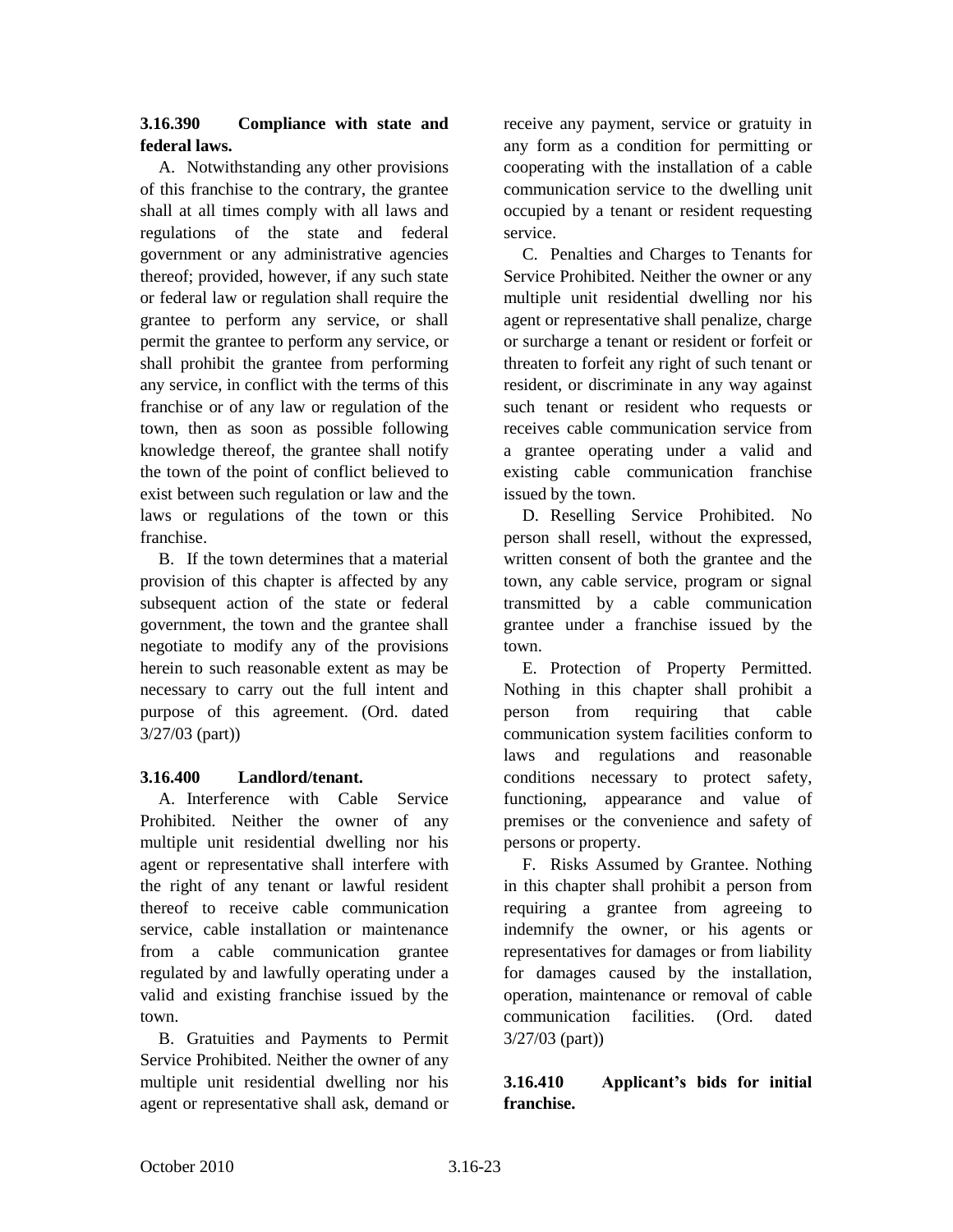### 3.16.390 Compliance with state and federal laws.

A. Notwithstanding any other provisions of this franchise to the contrary, the grantee shall at all times comply with all laws and regulations of the state and federal government or any administrative agencies thereof; provided, however, if any such state or federal law or regulation shall require the grantee to perform any service, or shall permit the grantee to perform any service, or shall prohibit the grantee from performing any service, in conflict with the terms of this franchise or of any law or regulation of the town, then as soon as possible following knowledge thereof, the grantee shall notify the town of the point of conflict believed to exist between such regulation or law and the laws or regulations of the town or this franchise.

B. If the town determines that a material provision of this chapter is affected by any subsequent action of the state or federal government, the town and the grantee shall negotiate to modify any of the provisions herein to such reasonable extent as may be necessary to carry out the full intent and purpose of this agreement. (Ord. dated 3/27/03 (part))

### 3.16.400 Landlord/tenant.

A. Interference with Cable Service Prohibited. Neither the owner of any multiple unit residential dwelling nor his agent or representative shall interfere with the right of any tenant or lawful resident thereof to receive cable communication service, cable installation or maintenance from a cable communication grantee regulated by and lawfully operating under a valid and existing franchise issued by the town.

B. Gratuities and Payments to Permit Service Prohibited. Neither the owner of any multiple unit residential dwelling nor his agent or representative shall ask, demand or receive any payment, service or gratuity in any form as a condition for permitting or cooperating with the installation of a cable communication service to the dwelling unit occupied by a tenant or resident requesting service.

C. Penalties and Charges to Tenants for Service Prohibited. Neither the owner or any multiple unit residential dwelling nor his agent or representative shall penalize, charge or surcharge a tenant or resident or forfeit or threaten to forfeit any right of such tenant or resident, or discriminate in any way against such tenant or resident who requests or receives cable communication service from a grantee operating under a valid and existing cable communication franchise issued by the town.

D. Reselling Service Prohibited. No person shall resell, without the expressed, written consent of both the grantee and the town, any cable service, program or signal transmitted by a cable communication grantee under a franchise issued by the town.

E. Protection of Property Permitted. Nothing in this chapter shall prohibit a person from requiring that cable communication system facilities conform to laws and regulations and reasonable conditions necessary to protect safety, functioning, appearance and value of premises or the convenience and safety of persons or property.

F. Risks Assumed by Grantee. Nothing in this chapter shall prohibit a person from requiring a grantee from agreeing to indemnify the owner, or his agents or representatives for damages or from liability for damages caused by the installation, operation, maintenance or removal of cable communication facilities. (Ord. dated 3/27/03 (part))

### 3.16.410 Applicant's bids for initial franchise.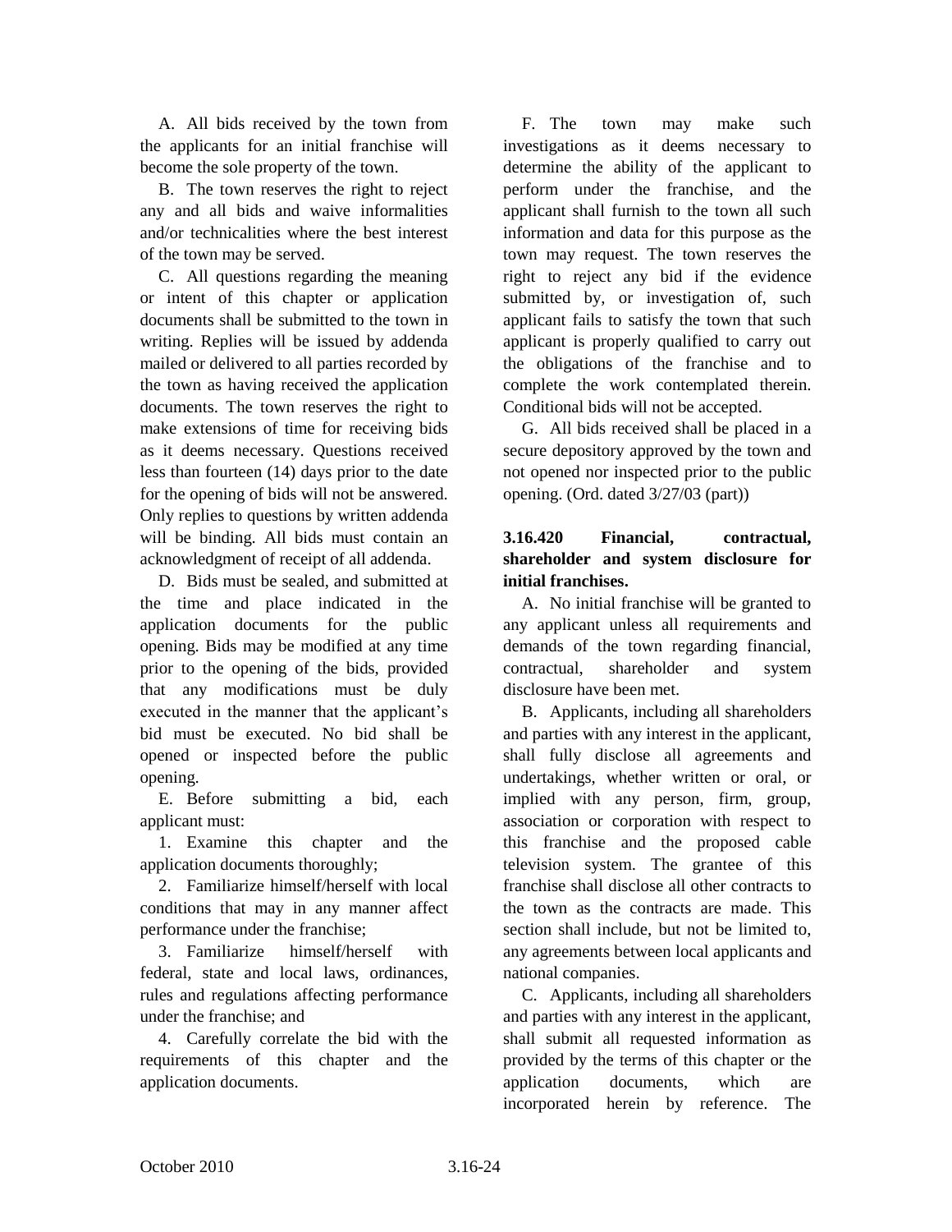A. All bids received by the town from the applicants for an initial franchise will become the sole property of the town.

B. The town reserves the right to reject any and all bids and waive informalities and/or technicalities where the best interest of the town may be served.

C. All questions regarding the meaning or intent of this chapter or application documents shall be submitted to the town in writing. Replies will be issued by addenda mailed or delivered to all parties recorded by the town as having received the application documents. The town reserves the right to make extensions of time for receiving bids as it deems necessary. Questions received less than fourteen (14) days prior to the date for the opening of bids will not be answered. Only replies to questions by written addenda will be binding. All bids must contain an acknowledgment of receipt of all addenda.

D. Bids must be sealed, and submitted at the time and place indicated in the application documents for the public opening. Bids may be modified at any time prior to the opening of the bids, provided that any modifications must be duly executed in the manner that the applicant's bid must be executed. No bid shall be opened or inspected before the public opening.

E. Before submitting a bid, each applicant must:

1. Examine this chapter and the application documents thoroughly;

2. Familiarize himself/herself with local conditions that may in any manner affect performance under the franchise;

3. Familiarize himself/herself with federal, state and local laws, ordinances, rules and regulations affecting performance under the franchise; and

4. Carefully correlate the bid with the requirements of this chapter and the application documents.

F. The town may make such investigations as it deems necessary to determine the ability of the applicant to perform under the franchise, and the applicant shall furnish to the town all such information and data for this purpose as the town may request. The town reserves the right to reject any bid if the evidence submitted by, or investigation of, such applicant fails to satisfy the town that such applicant is properly qualified to carry out the obligations of the franchise and to complete the work contemplated therein. Conditional bids will not be accepted.

G. All bids received shall be placed in a secure depository approved by the town and not opened nor inspected prior to the public opening. (Ord. dated 3/27/03 (part))

**3.16.420 Financial, contractual, shareholder and system disclosure for initial franchises.**

A. No initial franchise will be granted to any applicant unless all requirements and demands of the town regarding financial, contractual, shareholder and system disclosure have been met.

B. Applicants, including all shareholders and parties with any interest in the applicant, shall fully disclose all agreements and undertakings, whether written or oral, or implied with any person, firm, group, association or corporation with respect to this franchise and the proposed cable television system. The grantee of this franchise shall disclose all other contracts to the town as the contracts are made. This section shall include, but not be limited to, any agreements between local applicants and national companies.

C. Applicants, including all shareholders and parties with any interest in the applicant, shall submit all requested information as provided by the terms of this chapter or the application documents, which are incorporated herein by reference. The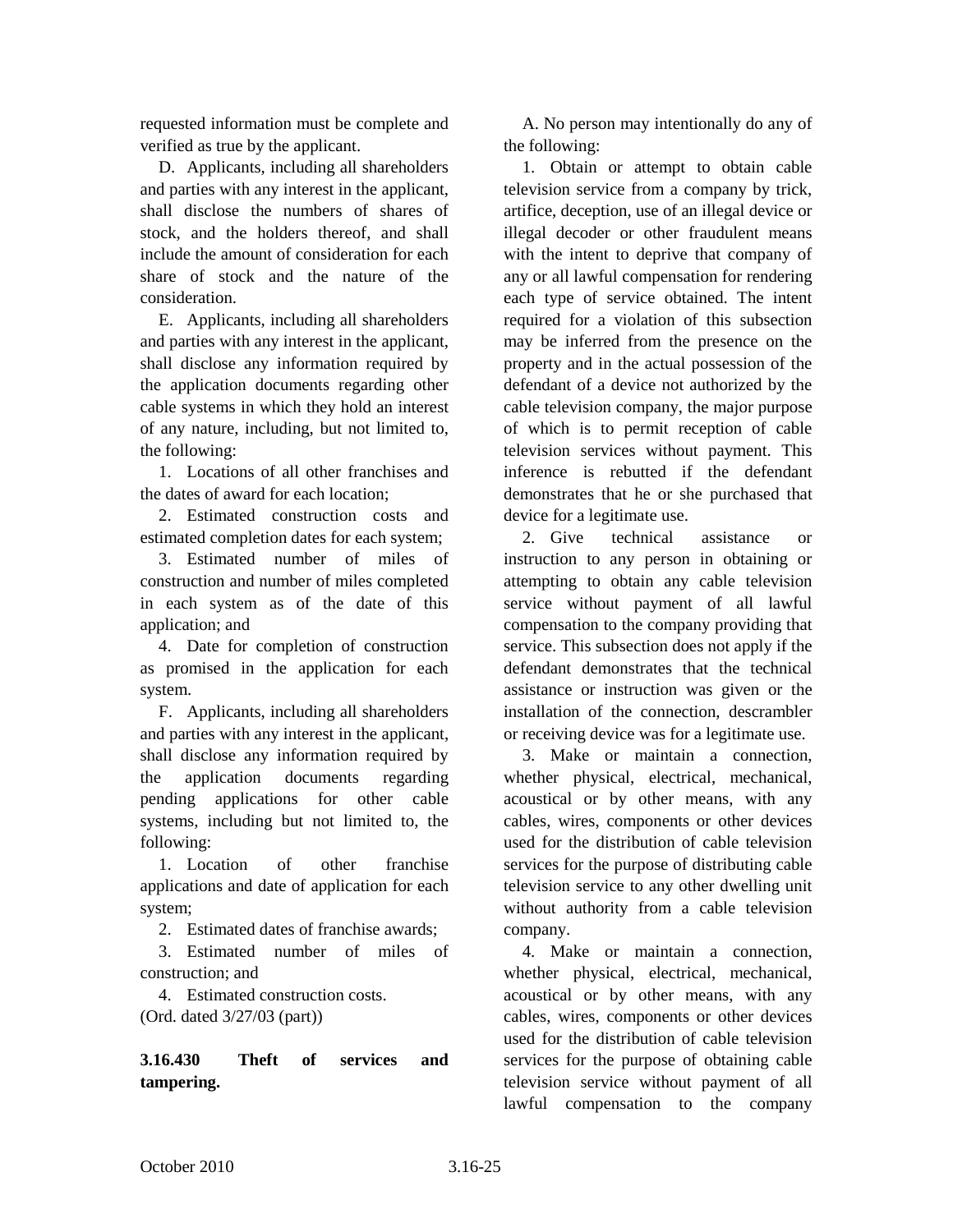requested information must be complete and verified as true by the applicant.

D. Applicants, including all shareholders and parties with any interest in the applicant, shall disclose the numbers of shares of stock, and the holders thereof, and shall include the amount of consideration for each share of stock and the nature of the consideration.

E. Applicants, including all shareholders and parties with any interest in the applicant, shall disclose any information required by the application documents regarding other cable systems in which they hold an interest of any nature, including, but not limited to, the following:

1. Locations of all other franchises and the dates of award for each location;

2. Estimated construction costs and estimated completion dates for each system;

3. Estimated number of miles of construction and number of miles completed in each system as of the date of this application; and

4. Date for completion of construction as promised in the application for each system.

F. Applicants, including all shareholders and parties with any interest in the applicant, shall disclose any information required by the application documents regarding pending applications for other cable systems, including but not limited to, the following:

1. Location of other franchise applications and date of application for each system;

2. Estimated dates of franchise awards;

3. Estimated number of miles of construction; and

4. Estimated construction costs.

(Ord. dated 3/27/03 (part))

**3.16.430 Theft of services and tampering.**

A. No person may intentionally do any of the following:

1. Obtain or attempt to obtain cable television service from a company by trick, artifice, deception, use of an illegal device or illegal decoder or other fraudulent means with the intent to deprive that company of any or all lawful compensation for rendering each type of service obtained. The intent required for a violation of this subsection may be inferred from the presence on the property and in the actual possession of the defendant of a device not authorized by the cable television company, the major purpose of which is to permit reception of cable television services without payment. This inference is rebutted if the defendant demonstrates that he or she purchased that device for a legitimate use.

2. Give technical assistance or instruction to any person in obtaining or attempting to obtain any cable television service without payment of all lawful compensation to the company providing that service. This subsection does not apply if the defendant demonstrates that the technical assistance or instruction was given or the installation of the connection, descrambler or receiving device was for a legitimate use.

3. Make or maintain a connection, whether physical, electrical, mechanical, acoustical or by other means, with any cables, wires, components or other devices used for the distribution of cable television services for the purpose of distributing cable television service to any other dwelling unit without authority from a cable television company.

4. Make or maintain a connection, whether physical, electrical, mechanical, acoustical or by other means, with any cables, wires, components or other devices used for the distribution of cable television services for the purpose of obtaining cable television service without payment of all lawful compensation to the company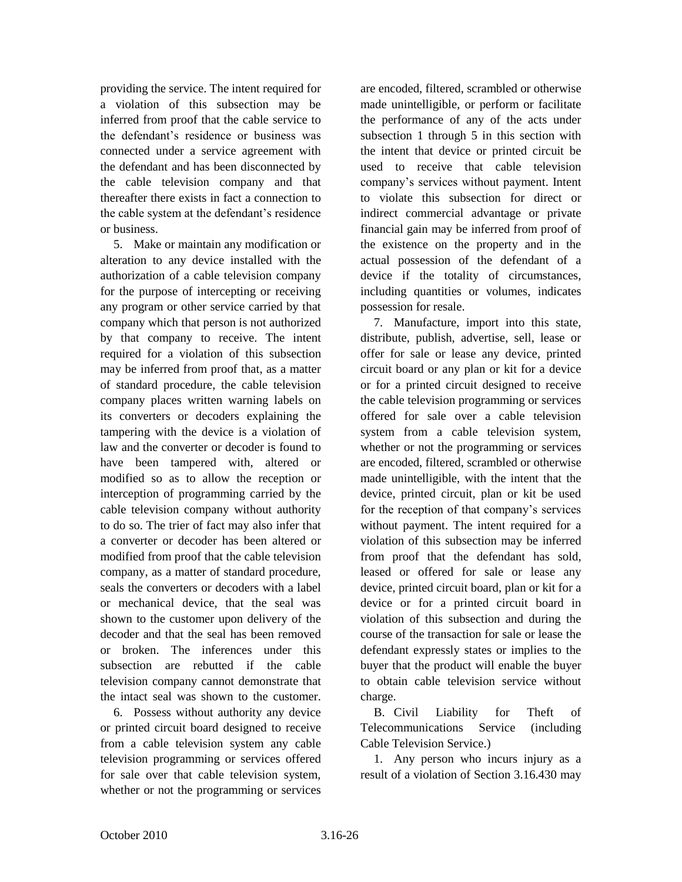providing the service. The intent required for a violation of this subsection may be inferred from proof that the cable service to the defendant's residence or business was connected under a service agreement with the defendant and has been disconnected by the cable television company and that thereafter there exists in fact a connection to the cable system at the defendant's residence or business.

5. Make or maintain any modification or alteration to any device installed with the authorization of a cable television company for the purpose of intercepting or receiving any program or other service carried by that company which that person is not authorized by that company to receive. The intent required for a violation of this subsection may be inferred from proof that, as a matter of standard procedure, the cable television company places written warning labels on its converters or decoders explaining the tampering with the device is a violation of law and the converter or decoder is found to have been tampered with, altered or modified so as to allow the reception or interception of programming carried by the cable television company without authority to do so. The trier of fact may also infer that a converter or decoder has been altered or modified from proof that the cable television company, as a matter of standard procedure, seals the converters or decoders with a label or mechanical device, that the seal was shown to the customer upon delivery of the decoder and that the seal has been removed or broken. The inferences under this subsection are rebutted if the cable television company cannot demonstrate that the intact seal was shown to the customer.

6. Possess without authority any device or printed circuit board designed to receive from a cable television system any cable television programming or services offered for sale over that cable television system, whether or not the programming or services are encoded, filtered, scrambled or otherwise made unintelligible, or perform or facilitate the performance of any of the acts under subsection 1 through 5 in this section with the intent that device or printed circuit be used to receive that cable television company's services without payment. Intent to violate this subsection for direct or indirect commercial advantage or private financial gain may be inferred from proof of the existence on the property and in the actual possession of the defendant of a device if the totality of circumstances, including quantities or volumes, indicates possession for resale.

7. Manufacture, import into this state, distribute, publish, advertise, sell, lease or offer for sale or lease any device, printed circuit board or any plan or kit for a device or for a printed circuit designed to receive the cable television programming or services offered for sale over a cable television system from a cable television system, whether or not the programming or services are encoded, filtered, scrambled or otherwise made unintelligible, with the intent that the device, printed circuit, plan or kit be used for the reception of that company's services without payment. The intent required for a violation of this subsection may be inferred from proof that the defendant has sold, leased or offered for sale or lease any device, printed circuit board, plan or kit for a device or for a printed circuit board in violation of this subsection and during the course of the transaction for sale or lease the defendant expressly states or implies to the buyer that the product will enable the buyer to obtain cable television service without charge.

B. Civil Liability for Theft of Telecommunications Service (including Cable Television Service.)

1. Any person who incurs injury as a result of a violation of Section 3.16.430 may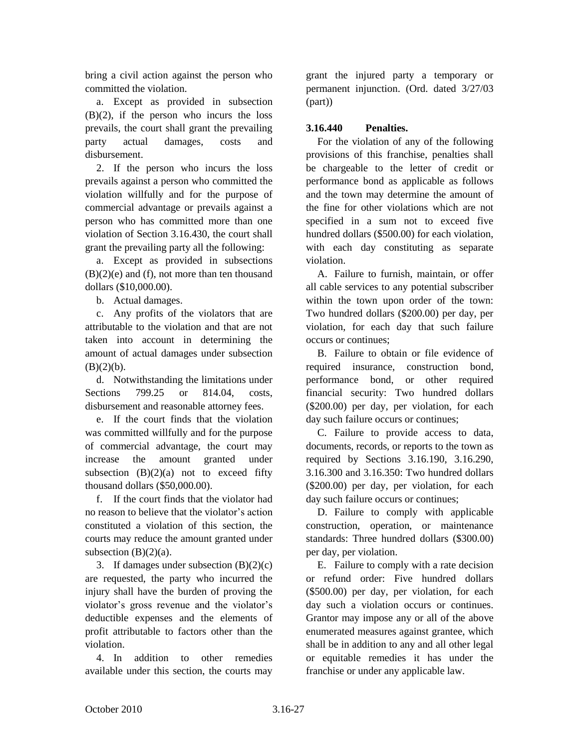bring a civil action against the person who committed the violation.

a. Except as provided in subsection (B)(2), if the person who incurs the loss prevails, the court shall grant the prevailing party actual damages, costs and disbursement.

2. If the person who incurs the loss prevails against a person who committed the violation willfully and for the purpose of commercial advantage or prevails against a person who has committed more than one violation of Section 3.16.430, the court shall grant the prevailing party all the following:

a. Except as provided in subsections (B)(2)(e) and (f), not more than ten thousand dollars ($10,000.00).

b. Actual damages.

c. Any profits of the violators that are attributable to the violation and that are not taken into account in determining the amount of actual damages under subsection (B)(2)(b).

d. Notwithstanding the limitations under Sections 799.25 or 814.04, costs, disbursement and reasonable attorney fees.

e. If the court finds that the violation was committed willfully and for the purpose of commercial advantage, the court may increase the amount granted under subsection (B)(2)(a) not to exceed fifty thousand dollars ($50,000.00).

f. If the court finds that the violator had no reason to believe that the violator's action constituted a violation of this section, the courts may reduce the amount granted under subsection (B)(2)(a).

3. If damages under subsection (B)(2)(c) are requested, the party who incurred the injury shall have the burden of proving the violator's gross revenue and the violator's deductible expenses and the elements of profit attributable to factors other than the violation.

4. In addition to other remedies available under this section, the courts may grant the injured party a temporary or permanent injunction. (Ord. dated 3/27/03 (part))

**3.16.440 Penalties.**

For the violation of any of the following provisions of this franchise, penalties shall be chargeable to the letter of credit or performance bond as applicable as follows and the town may determine the amount of the fine for other violations which are not specified in a sum not to exceed five hundred dollars ($500.00) for each violation, with each day constituting as separate violation.

A. Failure to furnish, maintain, or offer all cable services to any potential subscriber within the town upon order of the town: Two hundred dollars ($200.00) per day, per violation, for each day that such failure occurs or continues;

B. Failure to obtain or file evidence of required insurance, construction bond, performance bond, or other required financial security: Two hundred dollars ($200.00) per day, per violation, for each day such failure occurs or continues;

C. Failure to provide access to data, documents, records, or reports to the town as required by Sections 3.16.190, 3.16.290, 3.16.300 and 3.16.350: Two hundred dollars ($200.00) per day, per violation, for each day such failure occurs or continues;

D. Failure to comply with applicable construction, operation, or maintenance standards: Three hundred dollars ($300.00) per day, per violation.

E. Failure to comply with a rate decision or refund order: Five hundred dollars ($500.00) per day, per violation, for each day such a violation occurs or continues. Grantor may impose any or all of the above enumerated measures against grantee, which shall be in addition to any and all other legal or equitable remedies it has under the franchise or under any applicable law.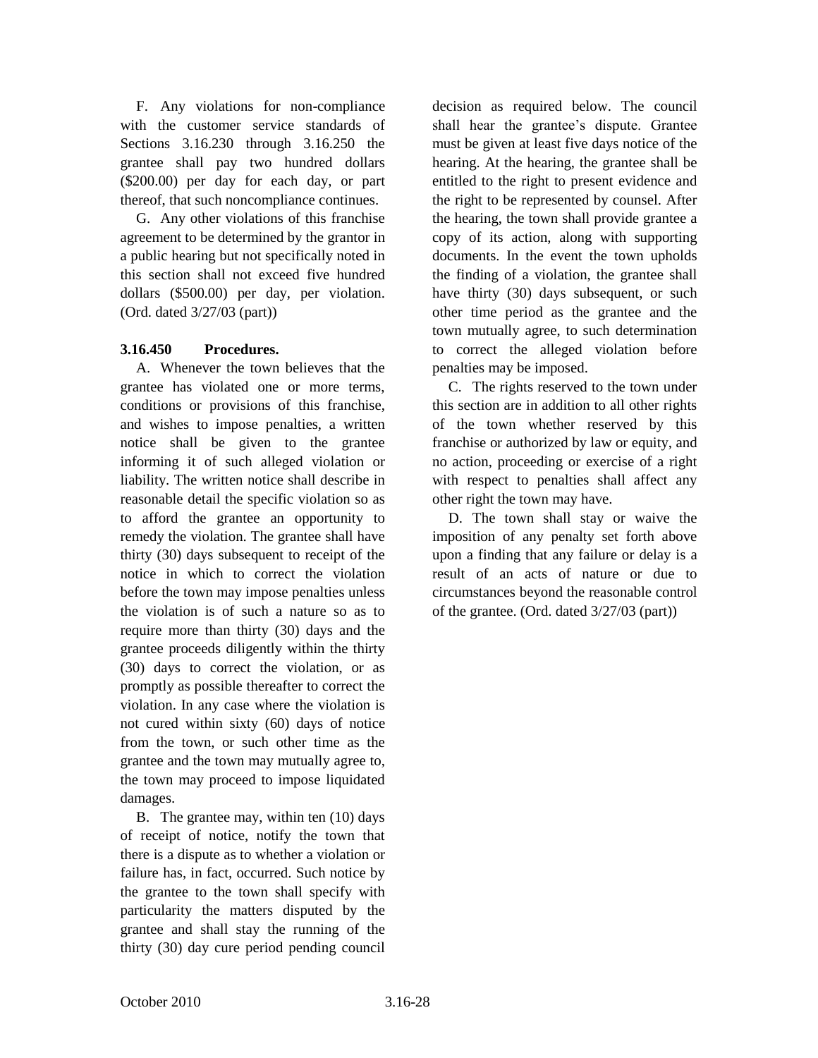F. Any violations for non-compliance with the customer service standards of Sections 3.16.230 through 3.16.250 the grantee shall pay two hundred dollars ($200.00) per day for each day, or part thereof, that such noncompliance continues.

G. Any other violations of this franchise agreement to be determined by the grantor in a public hearing but not specifically noted in this section shall not exceed five hundred dollars ($500.00) per day, per violation. (Ord. dated 3/27/03 (part))

**3.16.450 Procedures.**

A. Whenever the town believes that the grantee has violated one or more terms, conditions or provisions of this franchise, and wishes to impose penalties, a written notice shall be given to the grantee informing it of such alleged violation or liability. The written notice shall describe in reasonable detail the specific violation so as to afford the grantee an opportunity to remedy the violation. The grantee shall have thirty (30) days subsequent to receipt of the notice in which to correct the violation before the town may impose penalties unless the violation is of such a nature so as to require more than thirty (30) days and the grantee proceeds diligently within the thirty (30) days to correct the violation, or as promptly as possible thereafter to correct the violation. In any case where the violation is not cured within sixty (60) days of notice from the town, or such other time as the grantee and the town may mutually agree to, the town may proceed to impose liquidated damages.

B. The grantee may, within ten (10) days of receipt of notice, notify the town that there is a dispute as to whether a violation or failure has, in fact, occurred. Such notice by the grantee to the town shall specify with particularity the matters disputed by the grantee and shall stay the running of the thirty (30) day cure period pending council decision as required below. The council shall hear the grantee's dispute. Grantee must be given at least five days notice of the hearing. At the hearing, the grantee shall be entitled to the right to present evidence and the right to be represented by counsel. After the hearing, the town shall provide grantee a copy of its action, along with supporting documents. In the event the town upholds the finding of a violation, the grantee shall have thirty (30) days subsequent, or such other time period as the grantee and the town mutually agree, to such determination to correct the alleged violation before penalties may be imposed.

C. The rights reserved to the town under this section are in addition to all other rights of the town whether reserved by this franchise or authorized by law or equity, and no action, proceeding or exercise of a right with respect to penalties shall affect any other right the town may have.

D. The town shall stay or waive the imposition of any penalty set forth above upon a finding that any failure or delay is a result of an acts of nature or due to circumstances beyond the reasonable control of the grantee. (Ord. dated 3/27/03 (part))